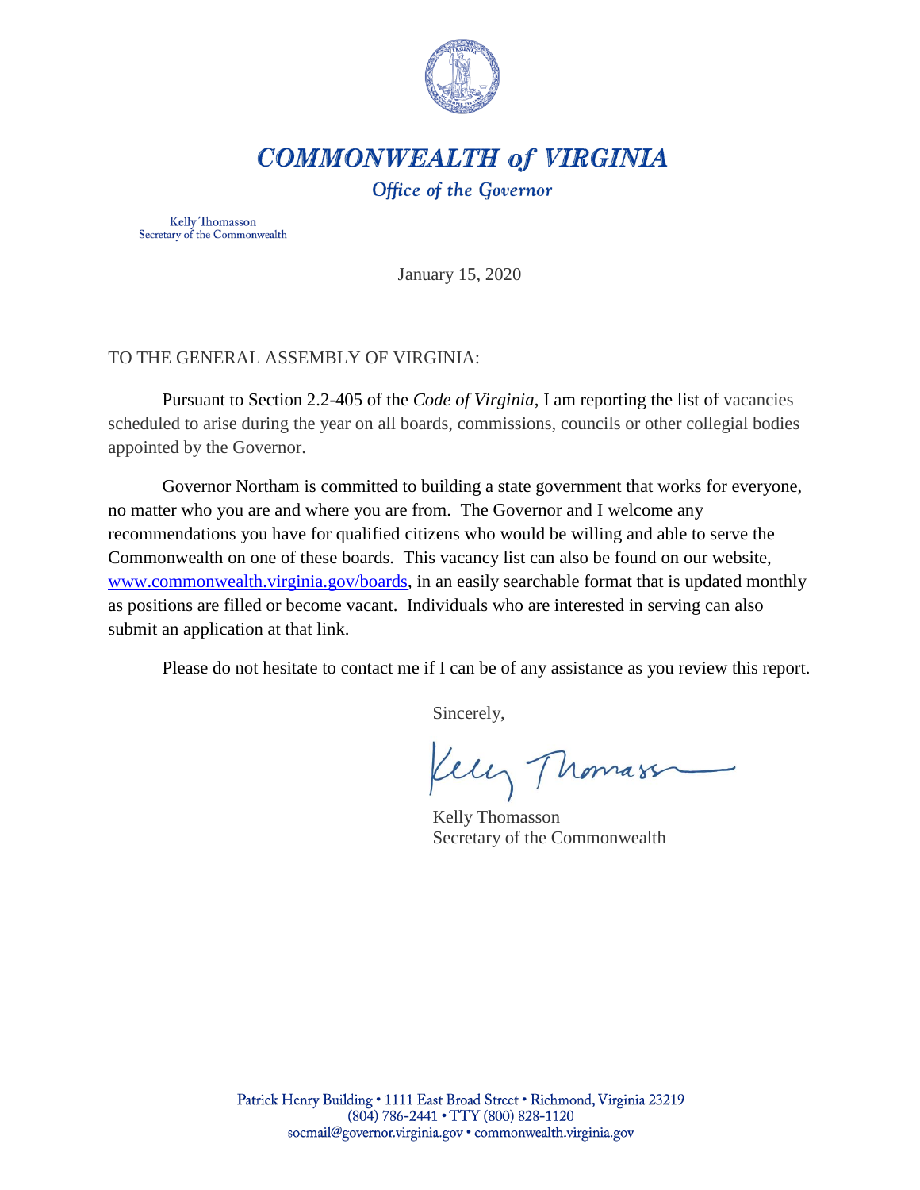# COMMONWEALTH of VIRGINIA

*Office of the Governor*

Kelly Thomasson
Secretary of the Commonwealth

January 15, 2020

TO THE GENERAL ASSEMBLY OF VIRGINIA:

Pursuant to Section 2.2-405 of the *Code of Virginia*, I am reporting the list of vacancies scheduled to arise during the year on all boards, commissions, councils or other collegial bodies appointed by the Governor.

Governor Northam is committed to building a state government that works for everyone, no matter who you are and where you are from. The Governor and I welcome any recommendations you have for qualified citizens who would be willing and able to serve the Commonwealth on one of these boards. This vacancy list can also be found on our website, [www.commonwealth.virginia.gov/boards](http://www.commonwealth.virginia.gov/boards), in an easily searchable format that is updated monthly as positions are filled or become vacant. Individuals who are interested in serving can also submit an application at that link.

Please do not hesitate to contact me if I can be of any assistance as you review this report.

Sincerely,

Kelly Thomasson
Secretary of the Commonwealth

Patrick Henry Building • 1111 East Broad Street • Richmond, Virginia 23219
(804) 786-2441 • TTY (800) 828-1120
socmail@governor.virginia.gov • commonwealth.virginia.gov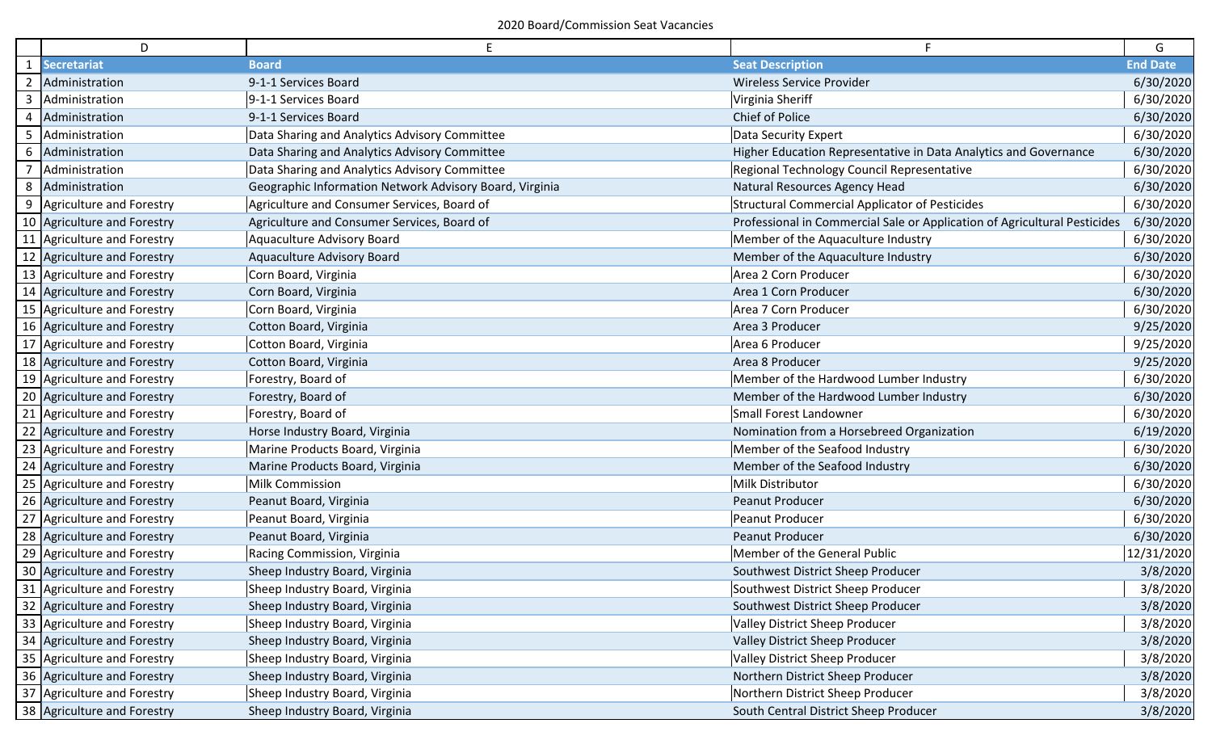2020 Board/Commission Seat Vacancies

|  | D | E | F | G |
|---|---|---|---|---|
| 1 | **Secretariat** | **Board** | **Seat Description** | **End Date** |
| 2 | Administration | 9-1-1 Services Board | Wireless Service Provider | 6/30/2020 |
| 3 | Administration | 9-1-1 Services Board | Virginia Sheriff | 6/30/2020 |
| 4 | Administration | 9-1-1 Services Board | Chief of Police | 6/30/2020 |
| 5 | Administration | Data Sharing and Analytics Advisory Committee | Data Security Expert | 6/30/2020 |
| 6 | Administration | Data Sharing and Analytics Advisory Committee | Higher Education Representative in Data Analytics and Governance | 6/30/2020 |
| 7 | Administration | Data Sharing and Analytics Advisory Committee | Regional Technology Council Representative | 6/30/2020 |
| 8 | Administration | Geographic Information Network Advisory Board, Virginia | Natural Resources Agency Head | 6/30/2020 |
| 9 | Agriculture and Forestry | Agriculture and Consumer Services, Board of | Structural Commercial Applicator of Pesticides | 6/30/2020 |
| 10 | Agriculture and Forestry | Agriculture and Consumer Services, Board of | Professional in Commercial Sale or Application of Agricultural Pesticides | 6/30/2020 |
| 11 | Agriculture and Forestry | Aquaculture Advisory Board | Member of the Aquaculture Industry | 6/30/2020 |
| 12 | Agriculture and Forestry | Aquaculture Advisory Board | Member of the Aquaculture Industry | 6/30/2020 |
| 13 | Agriculture and Forestry | Corn Board, Virginia | Area 2 Corn Producer | 6/30/2020 |
| 14 | Agriculture and Forestry | Corn Board, Virginia | Area 1 Corn Producer | 6/30/2020 |
| 15 | Agriculture and Forestry | Corn Board, Virginia | Area 7 Corn Producer | 6/30/2020 |
| 16 | Agriculture and Forestry | Cotton Board, Virginia | Area 3 Producer | 9/25/2020 |
| 17 | Agriculture and Forestry | Cotton Board, Virginia | Area 6 Producer | 9/25/2020 |
| 18 | Agriculture and Forestry | Cotton Board, Virginia | Area 8 Producer | 9/25/2020 |
| 19 | Agriculture and Forestry | Forestry, Board of | Member of the Hardwood Lumber Industry | 6/30/2020 |
| 20 | Agriculture and Forestry | Forestry, Board of | Member of the Hardwood Lumber Industry | 6/30/2020 |
| 21 | Agriculture and Forestry | Forestry, Board of | Small Forest Landowner | 6/30/2020 |
| 22 | Agriculture and Forestry | Horse Industry Board, Virginia | Nomination from a Horsebreed Organization | 6/19/2020 |
| 23 | Agriculture and Forestry | Marine Products Board, Virginia | Member of the Seafood Industry | 6/30/2020 |
| 24 | Agriculture and Forestry | Marine Products Board, Virginia | Member of the Seafood Industry | 6/30/2020 |
| 25 | Agriculture and Forestry | Milk Commission | Milk Distributor | 6/30/2020 |
| 26 | Agriculture and Forestry | Peanut Board, Virginia | Peanut Producer | 6/30/2020 |
| 27 | Agriculture and Forestry | Peanut Board, Virginia | Peanut Producer | 6/30/2020 |
| 28 | Agriculture and Forestry | Peanut Board, Virginia | Peanut Producer | 6/30/2020 |
| 29 | Agriculture and Forestry | Racing Commission, Virginia | Member of the General Public | 12/31/2020 |
| 30 | Agriculture and Forestry | Sheep Industry Board, Virginia | Southwest District Sheep Producer | 3/8/2020 |
| 31 | Agriculture and Forestry | Sheep Industry Board, Virginia | Southwest District Sheep Producer | 3/8/2020 |
| 32 | Agriculture and Forestry | Sheep Industry Board, Virginia | Southwest District Sheep Producer | 3/8/2020 |
| 33 | Agriculture and Forestry | Sheep Industry Board, Virginia | Valley District Sheep Producer | 3/8/2020 |
| 34 | Agriculture and Forestry | Sheep Industry Board, Virginia | Valley District Sheep Producer | 3/8/2020 |
| 35 | Agriculture and Forestry | Sheep Industry Board, Virginia | Valley District Sheep Producer | 3/8/2020 |
| 36 | Agriculture and Forestry | Sheep Industry Board, Virginia | Northern District Sheep Producer | 3/8/2020 |
| 37 | Agriculture and Forestry | Sheep Industry Board, Virginia | Northern District Sheep Producer | 3/8/2020 |
| 38 | Agriculture and Forestry | Sheep Industry Board, Virginia | South Central District Sheep Producer | 3/8/2020 |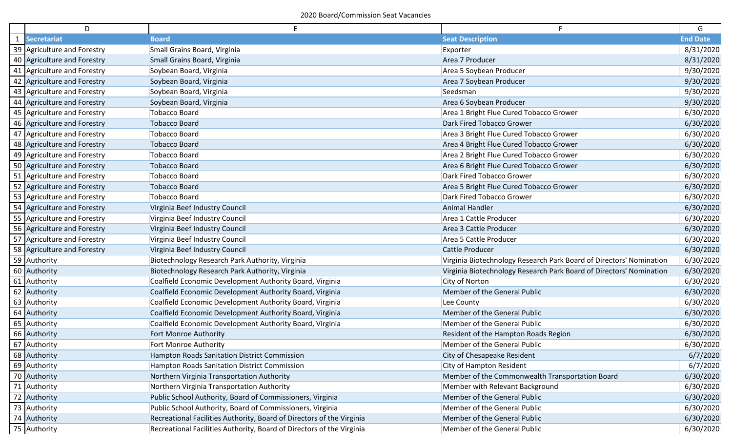2020 Board/Commission Seat Vacancies

| | D | E | F | G |
|---|---|---|---|---|
| 1 | **Secretariat** | **Board** | **Seat Description** | **End Date** |
| 39 | Agriculture and Forestry | Small Grains Board, Virginia | Exporter | 8/31/2020 |
| 40 | Agriculture and Forestry | Small Grains Board, Virginia | Area 7 Producer | 8/31/2020 |
| 41 | Agriculture and Forestry | Soybean Board, Virginia | Area 5 Soybean Producer | 9/30/2020 |
| 42 | Agriculture and Forestry | Soybean Board, Virginia | Area 7 Soybean Producer | 9/30/2020 |
| 43 | Agriculture and Forestry | Soybean Board, Virginia | Seedsman | 9/30/2020 |
| 44 | Agriculture and Forestry | Soybean Board, Virginia | Area 6 Soybean Producer | 9/30/2020 |
| 45 | Agriculture and Forestry | Tobacco Board | Area 1 Bright Flue Cured Tobacco Grower | 6/30/2020 |
| 46 | Agriculture and Forestry | Tobacco Board | Dark Fired Tobacco Grower | 6/30/2020 |
| 47 | Agriculture and Forestry | Tobacco Board | Area 3 Bright Flue Cured Tobacco Grower | 6/30/2020 |
| 48 | Agriculture and Forestry | Tobacco Board | Area 4 Bright Flue Cured Tobacco Grower | 6/30/2020 |
| 49 | Agriculture and Forestry | Tobacco Board | Area 2 Bright Flue Cured Tobacco Grower | 6/30/2020 |
| 50 | Agriculture and Forestry | Tobacco Board | Area 6 Bright Flue Cured Tobacco Grower | 6/30/2020 |
| 51 | Agriculture and Forestry | Tobacco Board | Dark Fired Tobacco Grower | 6/30/2020 |
| 52 | Agriculture and Forestry | Tobacco Board | Area 5 Bright Flue Cured Tobacco Grower | 6/30/2020 |
| 53 | Agriculture and Forestry | Tobacco Board | Dark Fired Tobacco Grower | 6/30/2020 |
| 54 | Agriculture and Forestry | Virginia Beef Industry Council | Animal Handler | 6/30/2020 |
| 55 | Agriculture and Forestry | Virginia Beef Industry Council | Area 1 Cattle Producer | 6/30/2020 |
| 56 | Agriculture and Forestry | Virginia Beef Industry Council | Area 3 Cattle Producer | 6/30/2020 |
| 57 | Agriculture and Forestry | Virginia Beef Industry Council | Area 5 Cattle Producer | 6/30/2020 |
| 58 | Agriculture and Forestry | Virginia Beef Industry Council | Cattle Producer | 6/30/2020 |
| 59 | Authority | Biotechnology Research Park Authority, Virginia | Virginia Biotechnology Research Park Board of Directors' Nomination | 6/30/2020 |
| 60 | Authority | Biotechnology Research Park Authority, Virginia | Virginia Biotechnology Research Park Board of Directors' Nomination | 6/30/2020 |
| 61 | Authority | Coalfield Economic Development Authority Board, Virginia | City of Norton | 6/30/2020 |
| 62 | Authority | Coalfield Economic Development Authority Board, Virginia | Member of the General Public | 6/30/2020 |
| 63 | Authority | Coalfield Economic Development Authority Board, Virginia | Lee County | 6/30/2020 |
| 64 | Authority | Coalfield Economic Development Authority Board, Virginia | Member of the General Public | 6/30/2020 |
| 65 | Authority | Coalfield Economic Development Authority Board, Virginia | Member of the General Public | 6/30/2020 |
| 66 | Authority | Fort Monroe Authority | Resident of the Hampton Roads Region | 6/30/2020 |
| 67 | Authority | Fort Monroe Authority | Member of the General Public | 6/30/2020 |
| 68 | Authority | Hampton Roads Sanitation District Commission | City of Chesapeake Resident | 6/7/2020 |
| 69 | Authority | Hampton Roads Sanitation District Commission | City of Hampton Resident | 6/7/2020 |
| 70 | Authority | Northern Virginia Transportation Authority | Member of the Commonwealth Transportation Board | 6/30/2020 |
| 71 | Authority | Northern Virginia Transportation Authority | Member with Relevant Background | 6/30/2020 |
| 72 | Authority | Public School Authority, Board of Commissioners, Virginia | Member of the General Public | 6/30/2020 |
| 73 | Authority | Public School Authority, Board of Commissioners, Virginia | Member of the General Public | 6/30/2020 |
| 74 | Authority | Recreational Facilities Authority, Board of Directors of the Virginia | Member of the General Public | 6/30/2020 |
| 75 | Authority | Recreational Facilities Authority, Board of Directors of the Virginia | Member of the General Public | 6/30/2020 |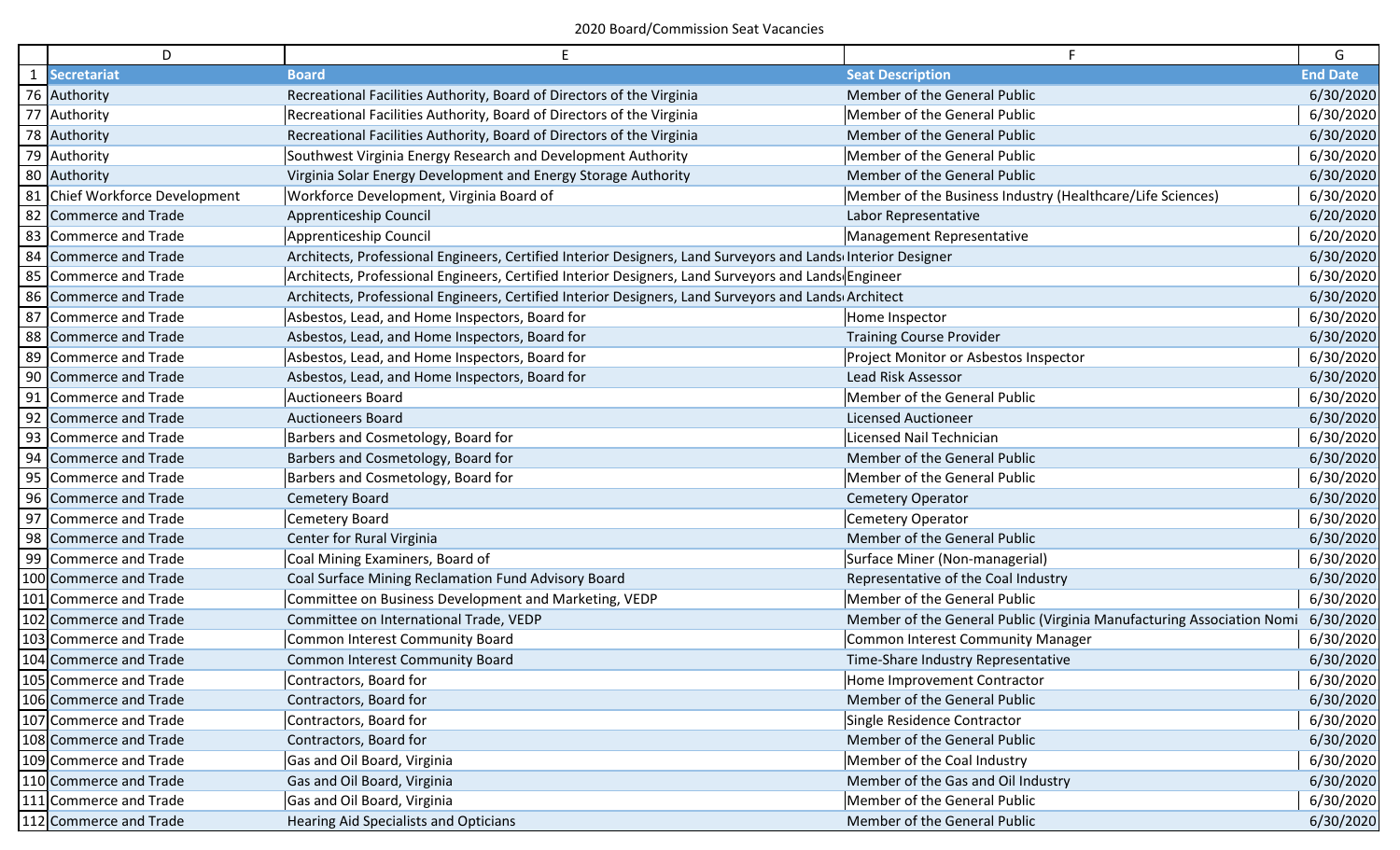2020 Board/Commission Seat Vacancies

| | D | E | F | G |
|---|---|---|---|---|
| 1 | Secretariat | Board | Seat Description | End Date |
| 76 | Authority | Recreational Facilities Authority, Board of Directors of the Virginia | Member of the General Public | 6/30/2020 |
| 77 | Authority | Recreational Facilities Authority, Board of Directors of the Virginia | Member of the General Public | 6/30/2020 |
| 78 | Authority | Recreational Facilities Authority, Board of Directors of the Virginia | Member of the General Public | 6/30/2020 |
| 79 | Authority | Southwest Virginia Energy Research and Development Authority | Member of the General Public | 6/30/2020 |
| 80 | Authority | Virginia Solar Energy Development and Energy Storage Authority | Member of the General Public | 6/30/2020 |
| 81 | Chief Workforce Development | Workforce Development, Virginia Board of | Member of the Business Industry (Healthcare/Life Sciences) | 6/30/2020 |
| 82 | Commerce and Trade | Apprenticeship Council | Labor Representative | 6/20/2020 |
| 83 | Commerce and Trade | Apprenticeship Council | Management Representative | 6/20/2020 |
| 84 | Commerce and Trade | Architects, Professional Engineers, Certified Interior Designers, Land Surveyors and Lands | Interior Designer | 6/30/2020 |
| 85 | Commerce and Trade | Architects, Professional Engineers, Certified Interior Designers, Land Surveyors and Lands | Engineer | 6/30/2020 |
| 86 | Commerce and Trade | Architects, Professional Engineers, Certified Interior Designers, Land Surveyors and Lands | Architect | 6/30/2020 |
| 87 | Commerce and Trade | Asbestos, Lead, and Home Inspectors, Board for | Home Inspector | 6/30/2020 |
| 88 | Commerce and Trade | Asbestos, Lead, and Home Inspectors, Board for | Training Course Provider | 6/30/2020 |
| 89 | Commerce and Trade | Asbestos, Lead, and Home Inspectors, Board for | Project Monitor or Asbestos Inspector | 6/30/2020 |
| 90 | Commerce and Trade | Asbestos, Lead, and Home Inspectors, Board for | Lead Risk Assessor | 6/30/2020 |
| 91 | Commerce and Trade | Auctioneers Board | Member of the General Public | 6/30/2020 |
| 92 | Commerce and Trade | Auctioneers Board | Licensed Auctioneer | 6/30/2020 |
| 93 | Commerce and Trade | Barbers and Cosmetology, Board for | Licensed Nail Technician | 6/30/2020 |
| 94 | Commerce and Trade | Barbers and Cosmetology, Board for | Member of the General Public | 6/30/2020 |
| 95 | Commerce and Trade | Barbers and Cosmetology, Board for | Member of the General Public | 6/30/2020 |
| 96 | Commerce and Trade | Cemetery Board | Cemetery Operator | 6/30/2020 |
| 97 | Commerce and Trade | Cemetery Board | Cemetery Operator | 6/30/2020 |
| 98 | Commerce and Trade | Center for Rural Virginia | Member of the General Public | 6/30/2020 |
| 99 | Commerce and Trade | Coal Mining Examiners, Board of | Surface Miner (Non-managerial) | 6/30/2020 |
| 100 | Commerce and Trade | Coal Surface Mining Reclamation Fund Advisory Board | Representative of the Coal Industry | 6/30/2020 |
| 101 | Commerce and Trade | Committee on Business Development and Marketing, VEDP | Member of the General Public | 6/30/2020 |
| 102 | Commerce and Trade | Committee on International Trade, VEDP | Member of the General Public (Virginia Manufacturing Association Nomi | 6/30/2020 |
| 103 | Commerce and Trade | Common Interest Community Board | Common Interest Community Manager | 6/30/2020 |
| 104 | Commerce and Trade | Common Interest Community Board | Time-Share Industry Representative | 6/30/2020 |
| 105 | Commerce and Trade | Contractors, Board for | Home Improvement Contractor | 6/30/2020 |
| 106 | Commerce and Trade | Contractors, Board for | Member of the General Public | 6/30/2020 |
| 107 | Commerce and Trade | Contractors, Board for | Single Residence Contractor | 6/30/2020 |
| 108 | Commerce and Trade | Contractors, Board for | Member of the General Public | 6/30/2020 |
| 109 | Commerce and Trade | Gas and Oil Board, Virginia | Member of the Coal Industry | 6/30/2020 |
| 110 | Commerce and Trade | Gas and Oil Board, Virginia | Member of the Gas and Oil Industry | 6/30/2020 |
| 111 | Commerce and Trade | Gas and Oil Board, Virginia | Member of the General Public | 6/30/2020 |
| 112 | Commerce and Trade | Hearing Aid Specialists and Opticians | Member of the General Public | 6/30/2020 |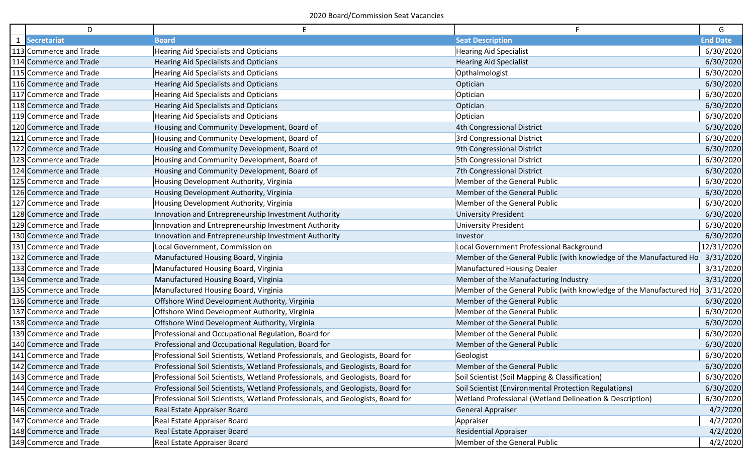2020 Board/Commission Seat Vacancies

| | D | E | F | G |
|---|---|---|---|---|
| 1 | **Secretariat** | **Board** | **Seat Description** | **End Date** |
| 113 | Commerce and Trade | Hearing Aid Specialists and Opticians | Hearing Aid Specialist | 6/30/2020 |
| 114 | Commerce and Trade | Hearing Aid Specialists and Opticians | Hearing Aid Specialist | 6/30/2020 |
| 115 | Commerce and Trade | Hearing Aid Specialists and Opticians | Opthalmologist | 6/30/2020 |
| 116 | Commerce and Trade | Hearing Aid Specialists and Opticians | Optician | 6/30/2020 |
| 117 | Commerce and Trade | Hearing Aid Specialists and Opticians | Optician | 6/30/2020 |
| 118 | Commerce and Trade | Hearing Aid Specialists and Opticians | Optician | 6/30/2020 |
| 119 | Commerce and Trade | Hearing Aid Specialists and Opticians | Optician | 6/30/2020 |
| 120 | Commerce and Trade | Housing and Community Development, Board of | 4th Congressional District | 6/30/2020 |
| 121 | Commerce and Trade | Housing and Community Development, Board of | 3rd Congressional District | 6/30/2020 |
| 122 | Commerce and Trade | Housing and Community Development, Board of | 9th Congressional District | 6/30/2020 |
| 123 | Commerce and Trade | Housing and Community Development, Board of | 5th Congressional District | 6/30/2020 |
| 124 | Commerce and Trade | Housing and Community Development, Board of | 7th Congressional District | 6/30/2020 |
| 125 | Commerce and Trade | Housing Development Authority, Virginia | Member of the General Public | 6/30/2020 |
| 126 | Commerce and Trade | Housing Development Authority, Virginia | Member of the General Public | 6/30/2020 |
| 127 | Commerce and Trade | Housing Development Authority, Virginia | Member of the General Public | 6/30/2020 |
| 128 | Commerce and Trade | Innovation and Entrepreneurship Investment Authority | University President | 6/30/2020 |
| 129 | Commerce and Trade | Innovation and Entrepreneurship Investment Authority | University President | 6/30/2020 |
| 130 | Commerce and Trade | Innovation and Entrepreneurship Investment Authority | Investor | 6/30/2020 |
| 131 | Commerce and Trade | Local Government, Commission on | Local Government Professional Background | 12/31/2020 |
| 132 | Commerce and Trade | Manufactured Housing Board, Virginia | Member of the General Public (with knowledge of the Manufactured Ho | 3/31/2020 |
| 133 | Commerce and Trade | Manufactured Housing Board, Virginia | Manufactured Housing Dealer | 3/31/2020 |
| 134 | Commerce and Trade | Manufactured Housing Board, Virginia | Member of the Manufacturing Industry | 3/31/2020 |
| 135 | Commerce and Trade | Manufactured Housing Board, Virginia | Member of the General Public (with knowledge of the Manufactured Ho | 3/31/2020 |
| 136 | Commerce and Trade | Offshore Wind Development Authority, Virginia | Member of the General Public | 6/30/2020 |
| 137 | Commerce and Trade | Offshore Wind Development Authority, Virginia | Member of the General Public | 6/30/2020 |
| 138 | Commerce and Trade | Offshore Wind Development Authority, Virginia | Member of the General Public | 6/30/2020 |
| 139 | Commerce and Trade | Professional and Occupational Regulation, Board for | Member of the General Public | 6/30/2020 |
| 140 | Commerce and Trade | Professional and Occupational Regulation, Board for | Member of the General Public | 6/30/2020 |
| 141 | Commerce and Trade | Professional Soil Scientists, Wetland Professionals, and Geologists, Board for | Geologist | 6/30/2020 |
| 142 | Commerce and Trade | Professional Soil Scientists, Wetland Professionals, and Geologists, Board for | Member of the General Public | 6/30/2020 |
| 143 | Commerce and Trade | Professional Soil Scientists, Wetland Professionals, and Geologists, Board for | Soil Scientist (Soil Mapping & Classification) | 6/30/2020 |
| 144 | Commerce and Trade | Professional Soil Scientists, Wetland Professionals, and Geologists, Board for | Soil Scientist (Environmental Protection Regulations) | 6/30/2020 |
| 145 | Commerce and Trade | Professional Soil Scientists, Wetland Professionals, and Geologists, Board for | Wetland Professional (Wetland Delineation & Description) | 6/30/2020 |
| 146 | Commerce and Trade | Real Estate Appraiser Board | General Appraiser | 4/2/2020 |
| 147 | Commerce and Trade | Real Estate Appraiser Board | Appraiser | 4/2/2020 |
| 148 | Commerce and Trade | Real Estate Appraiser Board | Residential Appraiser | 4/2/2020 |
| 149 | Commerce and Trade | Real Estate Appraiser Board | Member of the General Public | 4/2/2020 |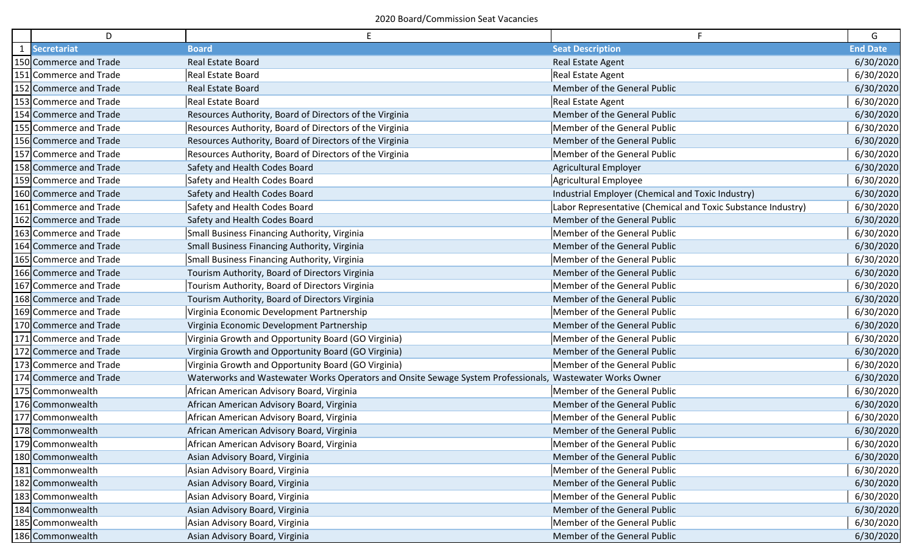2020 Board/Commission Seat Vacancies

| | D | E | F | G |
|---|---|---|---|---|
| 1 | Secretariat | Board | Seat Description | End Date |
| 150 | Commerce and Trade | Real Estate Board | Real Estate Agent | 6/30/2020 |
| 151 | Commerce and Trade | Real Estate Board | Real Estate Agent | 6/30/2020 |
| 152 | Commerce and Trade | Real Estate Board | Member of the General Public | 6/30/2020 |
| 153 | Commerce and Trade | Real Estate Board | Real Estate Agent | 6/30/2020 |
| 154 | Commerce and Trade | Resources Authority, Board of Directors of the Virginia | Member of the General Public | 6/30/2020 |
| 155 | Commerce and Trade | Resources Authority, Board of Directors of the Virginia | Member of the General Public | 6/30/2020 |
| 156 | Commerce and Trade | Resources Authority, Board of Directors of the Virginia | Member of the General Public | 6/30/2020 |
| 157 | Commerce and Trade | Resources Authority, Board of Directors of the Virginia | Member of the General Public | 6/30/2020 |
| 158 | Commerce and Trade | Safety and Health Codes Board | Agricultural Employer | 6/30/2020 |
| 159 | Commerce and Trade | Safety and Health Codes Board | Agricultural Employee | 6/30/2020 |
| 160 | Commerce and Trade | Safety and Health Codes Board | Industrial Employer (Chemical and Toxic Industry) | 6/30/2020 |
| 161 | Commerce and Trade | Safety and Health Codes Board | Labor Representative (Chemical and Toxic Substance Industry) | 6/30/2020 |
| 162 | Commerce and Trade | Safety and Health Codes Board | Member of the General Public | 6/30/2020 |
| 163 | Commerce and Trade | Small Business Financing Authority, Virginia | Member of the General Public | 6/30/2020 |
| 164 | Commerce and Trade | Small Business Financing Authority, Virginia | Member of the General Public | 6/30/2020 |
| 165 | Commerce and Trade | Small Business Financing Authority, Virginia | Member of the General Public | 6/30/2020 |
| 166 | Commerce and Trade | Tourism Authority, Board of Directors Virginia | Member of the General Public | 6/30/2020 |
| 167 | Commerce and Trade | Tourism Authority, Board of Directors Virginia | Member of the General Public | 6/30/2020 |
| 168 | Commerce and Trade | Tourism Authority, Board of Directors Virginia | Member of the General Public | 6/30/2020 |
| 169 | Commerce and Trade | Virginia Economic Development Partnership | Member of the General Public | 6/30/2020 |
| 170 | Commerce and Trade | Virginia Economic Development Partnership | Member of the General Public | 6/30/2020 |
| 171 | Commerce and Trade | Virginia Growth and Opportunity Board (GO Virginia) | Member of the General Public | 6/30/2020 |
| 172 | Commerce and Trade | Virginia Growth and Opportunity Board (GO Virginia) | Member of the General Public | 6/30/2020 |
| 173 | Commerce and Trade | Virginia Growth and Opportunity Board (GO Virginia) | Member of the General Public | 6/30/2020 |
| 174 | Commerce and Trade | Waterworks and Wastewater Works Operators and Onsite Sewage System Professionals, | Wastewater Works Owner | 6/30/2020 |
| 175 | Commonwealth | African American Advisory Board, Virginia | Member of the General Public | 6/30/2020 |
| 176 | Commonwealth | African American Advisory Board, Virginia | Member of the General Public | 6/30/2020 |
| 177 | Commonwealth | African American Advisory Board, Virginia | Member of the General Public | 6/30/2020 |
| 178 | Commonwealth | African American Advisory Board, Virginia | Member of the General Public | 6/30/2020 |
| 179 | Commonwealth | African American Advisory Board, Virginia | Member of the General Public | 6/30/2020 |
| 180 | Commonwealth | Asian Advisory Board, Virginia | Member of the General Public | 6/30/2020 |
| 181 | Commonwealth | Asian Advisory Board, Virginia | Member of the General Public | 6/30/2020 |
| 182 | Commonwealth | Asian Advisory Board, Virginia | Member of the General Public | 6/30/2020 |
| 183 | Commonwealth | Asian Advisory Board, Virginia | Member of the General Public | 6/30/2020 |
| 184 | Commonwealth | Asian Advisory Board, Virginia | Member of the General Public | 6/30/2020 |
| 185 | Commonwealth | Asian Advisory Board, Virginia | Member of the General Public | 6/30/2020 |
| 186 | Commonwealth | Asian Advisory Board, Virginia | Member of the General Public | 6/30/2020 |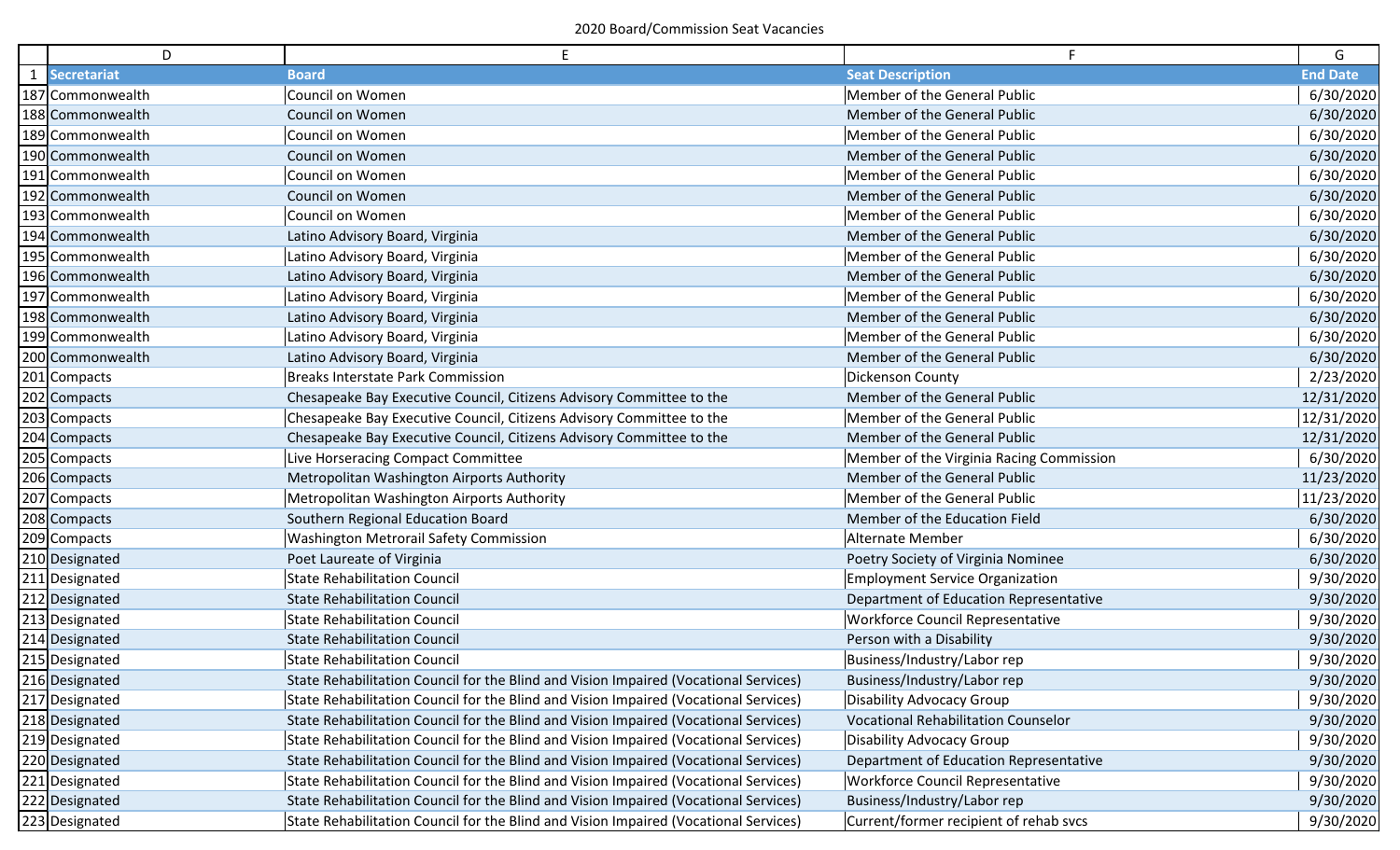2020 Board/Commission Seat Vacancies

| | D | E | F | G |
|---|---|---|---|---|
| 1 | **Secretariat** | **Board** | **Seat Description** | **End Date** |
| 187 | Commonwealth | Council on Women | Member of the General Public | 6/30/2020 |
| 188 | Commonwealth | Council on Women | Member of the General Public | 6/30/2020 |
| 189 | Commonwealth | Council on Women | Member of the General Public | 6/30/2020 |
| 190 | Commonwealth | Council on Women | Member of the General Public | 6/30/2020 |
| 191 | Commonwealth | Council on Women | Member of the General Public | 6/30/2020 |
| 192 | Commonwealth | Council on Women | Member of the General Public | 6/30/2020 |
| 193 | Commonwealth | Council on Women | Member of the General Public | 6/30/2020 |
| 194 | Commonwealth | Latino Advisory Board, Virginia | Member of the General Public | 6/30/2020 |
| 195 | Commonwealth | Latino Advisory Board, Virginia | Member of the General Public | 6/30/2020 |
| 196 | Commonwealth | Latino Advisory Board, Virginia | Member of the General Public | 6/30/2020 |
| 197 | Commonwealth | Latino Advisory Board, Virginia | Member of the General Public | 6/30/2020 |
| 198 | Commonwealth | Latino Advisory Board, Virginia | Member of the General Public | 6/30/2020 |
| 199 | Commonwealth | Latino Advisory Board, Virginia | Member of the General Public | 6/30/2020 |
| 200 | Commonwealth | Latino Advisory Board, Virginia | Member of the General Public | 6/30/2020 |
| 201 | Compacts | Breaks Interstate Park Commission | Dickenson County | 2/23/2020 |
| 202 | Compacts | Chesapeake Bay Executive Council, Citizens Advisory Committee to the | Member of the General Public | 12/31/2020 |
| 203 | Compacts | Chesapeake Bay Executive Council, Citizens Advisory Committee to the | Member of the General Public | 12/31/2020 |
| 204 | Compacts | Chesapeake Bay Executive Council, Citizens Advisory Committee to the | Member of the General Public | 12/31/2020 |
| 205 | Compacts | Live Horseracing Compact Committee | Member of the Virginia Racing Commission | 6/30/2020 |
| 206 | Compacts | Metropolitan Washington Airports Authority | Member of the General Public | 11/23/2020 |
| 207 | Compacts | Metropolitan Washington Airports Authority | Member of the General Public | 11/23/2020 |
| 208 | Compacts | Southern Regional Education Board | Member of the Education Field | 6/30/2020 |
| 209 | Compacts | Washington Metrorail Safety Commission | Alternate Member | 6/30/2020 |
| 210 | Designated | Poet Laureate of Virginia | Poetry Society of Virginia Nominee | 6/30/2020 |
| 211 | Designated | State Rehabilitation Council | Employment Service Organization | 9/30/2020 |
| 212 | Designated | State Rehabilitation Council | Department of Education Representative | 9/30/2020 |
| 213 | Designated | State Rehabilitation Council | Workforce Council Representative | 9/30/2020 |
| 214 | Designated | State Rehabilitation Council | Person with a Disability | 9/30/2020 |
| 215 | Designated | State Rehabilitation Council | Business/Industry/Labor rep | 9/30/2020 |
| 216 | Designated | State Rehabilitation Council for the Blind and Vision Impaired (Vocational Services) | Business/Industry/Labor rep | 9/30/2020 |
| 217 | Designated | State Rehabilitation Council for the Blind and Vision Impaired (Vocational Services) | Disability Advocacy Group | 9/30/2020 |
| 218 | Designated | State Rehabilitation Council for the Blind and Vision Impaired (Vocational Services) | Vocational Rehabilitation Counselor | 9/30/2020 |
| 219 | Designated | State Rehabilitation Council for the Blind and Vision Impaired (Vocational Services) | Disability Advocacy Group | 9/30/2020 |
| 220 | Designated | State Rehabilitation Council for the Blind and Vision Impaired (Vocational Services) | Department of Education Representative | 9/30/2020 |
| 221 | Designated | State Rehabilitation Council for the Blind and Vision Impaired (Vocational Services) | Workforce Council Representative | 9/30/2020 |
| 222 | Designated | State Rehabilitation Council for the Blind and Vision Impaired (Vocational Services) | Business/Industry/Labor rep | 9/30/2020 |
| 223 | Designated | State Rehabilitation Council for the Blind and Vision Impaired (Vocational Services) | Current/former recipient of rehab svcs | 9/30/2020 |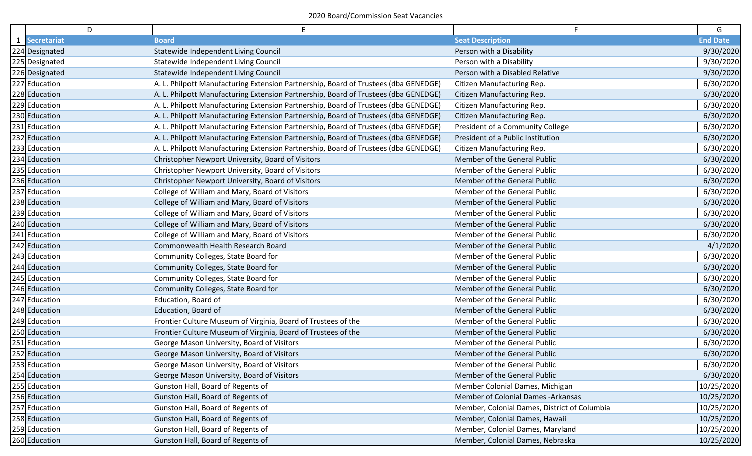2020 Board/Commission Seat Vacancies

| | D | E | F | G |
|---|---|---|---|---|
| 1 | **Secretariat** | **Board** | **Seat Description** | **End Date** |
| 224 | Designated | Statewide Independent Living Council | Person with a Disability | 9/30/2020 |
| 225 | Designated | Statewide Independent Living Council | Person with a Disability | 9/30/2020 |
| 226 | Designated | Statewide Independent Living Council | Person with a Disabled Relative | 9/30/2020 |
| 227 | Education | A. L. Philpott Manufacturing Extension Partnership, Board of Trustees (dba GENEDGE) | Citizen Manufacturing Rep. | 6/30/2020 |
| 228 | Education | A. L. Philpott Manufacturing Extension Partnership, Board of Trustees (dba GENEDGE) | Citizen Manufacturing Rep. | 6/30/2020 |
| 229 | Education | A. L. Philpott Manufacturing Extension Partnership, Board of Trustees (dba GENEDGE) | Citizen Manufacturing Rep. | 6/30/2020 |
| 230 | Education | A. L. Philpott Manufacturing Extension Partnership, Board of Trustees (dba GENEDGE) | Citizen Manufacturing Rep. | 6/30/2020 |
| 231 | Education | A. L. Philpott Manufacturing Extension Partnership, Board of Trustees (dba GENEDGE) | President of a Community College | 6/30/2020 |
| 232 | Education | A. L. Philpott Manufacturing Extension Partnership, Board of Trustees (dba GENEDGE) | President of a Public Institution | 6/30/2020 |
| 233 | Education | A. L. Philpott Manufacturing Extension Partnership, Board of Trustees (dba GENEDGE) | Citizen Manufacturing Rep. | 6/30/2020 |
| 234 | Education | Christopher Newport University, Board of Visitors | Member of the General Public | 6/30/2020 |
| 235 | Education | Christopher Newport University, Board of Visitors | Member of the General Public | 6/30/2020 |
| 236 | Education | Christopher Newport University, Board of Visitors | Member of the General Public | 6/30/2020 |
| 237 | Education | College of William and Mary, Board of Visitors | Member of the General Public | 6/30/2020 |
| 238 | Education | College of William and Mary, Board of Visitors | Member of the General Public | 6/30/2020 |
| 239 | Education | College of William and Mary, Board of Visitors | Member of the General Public | 6/30/2020 |
| 240 | Education | College of William and Mary, Board of Visitors | Member of the General Public | 6/30/2020 |
| 241 | Education | College of William and Mary, Board of Visitors | Member of the General Public | 6/30/2020 |
| 242 | Education | Commonwealth Health Research Board | Member of the General Public | 4/1/2020 |
| 243 | Education | Community Colleges, State Board for | Member of the General Public | 6/30/2020 |
| 244 | Education | Community Colleges, State Board for | Member of the General Public | 6/30/2020 |
| 245 | Education | Community Colleges, State Board for | Member of the General Public | 6/30/2020 |
| 246 | Education | Community Colleges, State Board for | Member of the General Public | 6/30/2020 |
| 247 | Education | Education, Board of | Member of the General Public | 6/30/2020 |
| 248 | Education | Education, Board of | Member of the General Public | 6/30/2020 |
| 249 | Education | Frontier Culture Museum of Virginia, Board of Trustees of the | Member of the General Public | 6/30/2020 |
| 250 | Education | Frontier Culture Museum of Virginia, Board of Trustees of the | Member of the General Public | 6/30/2020 |
| 251 | Education | George Mason University, Board of Visitors | Member of the General Public | 6/30/2020 |
| 252 | Education | George Mason University, Board of Visitors | Member of the General Public | 6/30/2020 |
| 253 | Education | George Mason University, Board of Visitors | Member of the General Public | 6/30/2020 |
| 254 | Education | George Mason University, Board of Visitors | Member of the General Public | 6/30/2020 |
| 255 | Education | Gunston Hall, Board of Regents of | Member Colonial Dames, Michigan | 10/25/2020 |
| 256 | Education | Gunston Hall, Board of Regents of | Member of Colonial Dames -Arkansas | 10/25/2020 |
| 257 | Education | Gunston Hall, Board of Regents of | Member, Colonial Dames, District of Columbia | 10/25/2020 |
| 258 | Education | Gunston Hall, Board of Regents of | Member, Colonial Dames, Hawaii | 10/25/2020 |
| 259 | Education | Gunston Hall, Board of Regents of | Member, Colonial Dames, Maryland | 10/25/2020 |
| 260 | Education | Gunston Hall, Board of Regents of | Member, Colonial Dames, Nebraska | 10/25/2020 |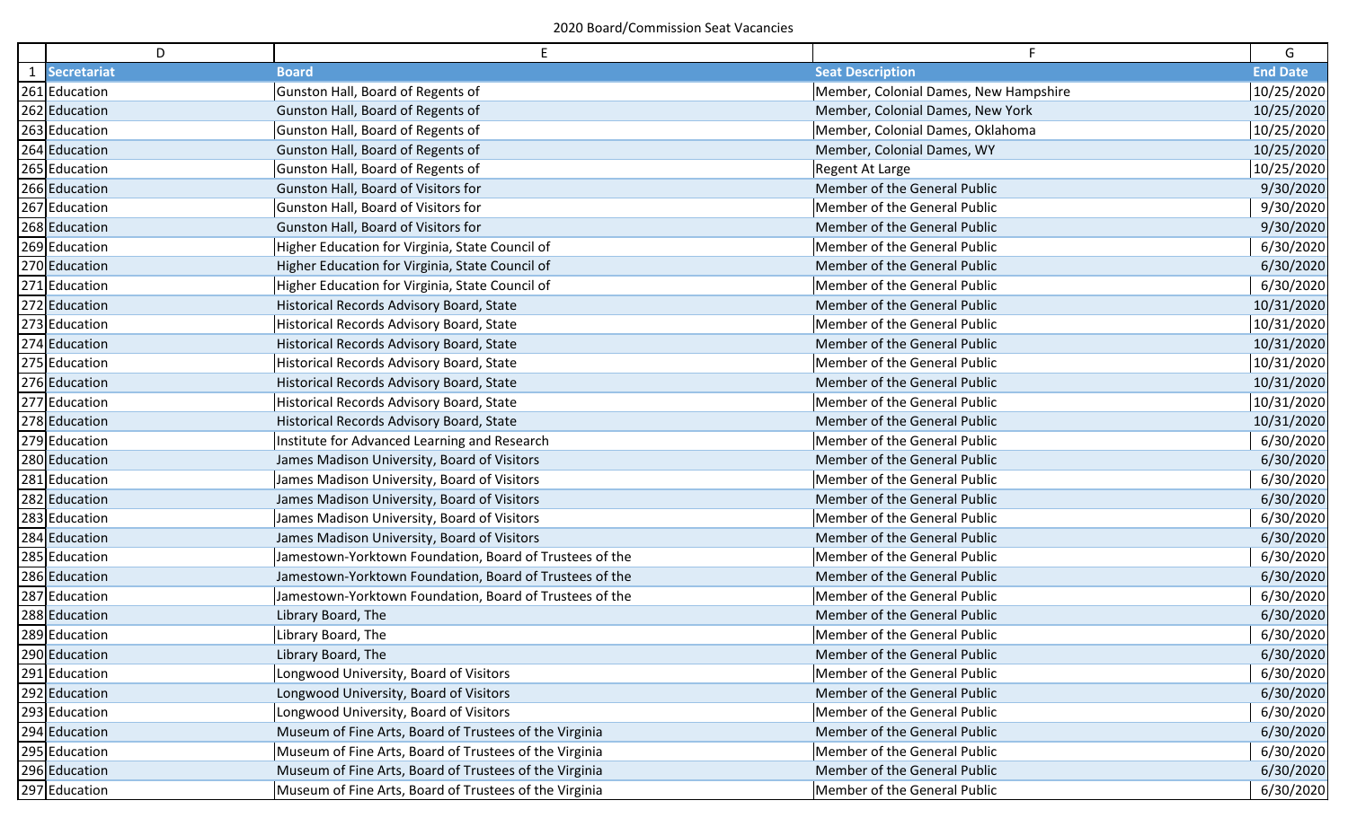2020 Board/Commission Seat Vacancies

| | D | E | F | G |
|---|---|---|---|---|
| 1 | Secretariat | Board | Seat Description | End Date |
| 261 | Education | Gunston Hall, Board of Regents of | Member, Colonial Dames, New Hampshire | 10/25/2020 |
| 262 | Education | Gunston Hall, Board of Regents of | Member, Colonial Dames, New York | 10/25/2020 |
| 263 | Education | Gunston Hall, Board of Regents of | Member, Colonial Dames, Oklahoma | 10/25/2020 |
| 264 | Education | Gunston Hall, Board of Regents of | Member, Colonial Dames, WY | 10/25/2020 |
| 265 | Education | Gunston Hall, Board of Regents of | Regent At Large | 10/25/2020 |
| 266 | Education | Gunston Hall, Board of Visitors for | Member of the General Public | 9/30/2020 |
| 267 | Education | Gunston Hall, Board of Visitors for | Member of the General Public | 9/30/2020 |
| 268 | Education | Gunston Hall, Board of Visitors for | Member of the General Public | 9/30/2020 |
| 269 | Education | Higher Education for Virginia, State Council of | Member of the General Public | 6/30/2020 |
| 270 | Education | Higher Education for Virginia, State Council of | Member of the General Public | 6/30/2020 |
| 271 | Education | Higher Education for Virginia, State Council of | Member of the General Public | 6/30/2020 |
| 272 | Education | Historical Records Advisory Board, State | Member of the General Public | 10/31/2020 |
| 273 | Education | Historical Records Advisory Board, State | Member of the General Public | 10/31/2020 |
| 274 | Education | Historical Records Advisory Board, State | Member of the General Public | 10/31/2020 |
| 275 | Education | Historical Records Advisory Board, State | Member of the General Public | 10/31/2020 |
| 276 | Education | Historical Records Advisory Board, State | Member of the General Public | 10/31/2020 |
| 277 | Education | Historical Records Advisory Board, State | Member of the General Public | 10/31/2020 |
| 278 | Education | Historical Records Advisory Board, State | Member of the General Public | 10/31/2020 |
| 279 | Education | Institute for Advanced Learning and Research | Member of the General Public | 6/30/2020 |
| 280 | Education | James Madison University, Board of Visitors | Member of the General Public | 6/30/2020 |
| 281 | Education | James Madison University, Board of Visitors | Member of the General Public | 6/30/2020 |
| 282 | Education | James Madison University, Board of Visitors | Member of the General Public | 6/30/2020 |
| 283 | Education | James Madison University, Board of Visitors | Member of the General Public | 6/30/2020 |
| 284 | Education | James Madison University, Board of Visitors | Member of the General Public | 6/30/2020 |
| 285 | Education | Jamestown-Yorktown Foundation, Board of Trustees of the | Member of the General Public | 6/30/2020 |
| 286 | Education | Jamestown-Yorktown Foundation, Board of Trustees of the | Member of the General Public | 6/30/2020 |
| 287 | Education | Jamestown-Yorktown Foundation, Board of Trustees of the | Member of the General Public | 6/30/2020 |
| 288 | Education | Library Board, The | Member of the General Public | 6/30/2020 |
| 289 | Education | Library Board, The | Member of the General Public | 6/30/2020 |
| 290 | Education | Library Board, The | Member of the General Public | 6/30/2020 |
| 291 | Education | Longwood University, Board of Visitors | Member of the General Public | 6/30/2020 |
| 292 | Education | Longwood University, Board of Visitors | Member of the General Public | 6/30/2020 |
| 293 | Education | Longwood University, Board of Visitors | Member of the General Public | 6/30/2020 |
| 294 | Education | Museum of Fine Arts, Board of Trustees of the Virginia | Member of the General Public | 6/30/2020 |
| 295 | Education | Museum of Fine Arts, Board of Trustees of the Virginia | Member of the General Public | 6/30/2020 |
| 296 | Education | Museum of Fine Arts, Board of Trustees of the Virginia | Member of the General Public | 6/30/2020 |
| 297 | Education | Museum of Fine Arts, Board of Trustees of the Virginia | Member of the General Public | 6/30/2020 |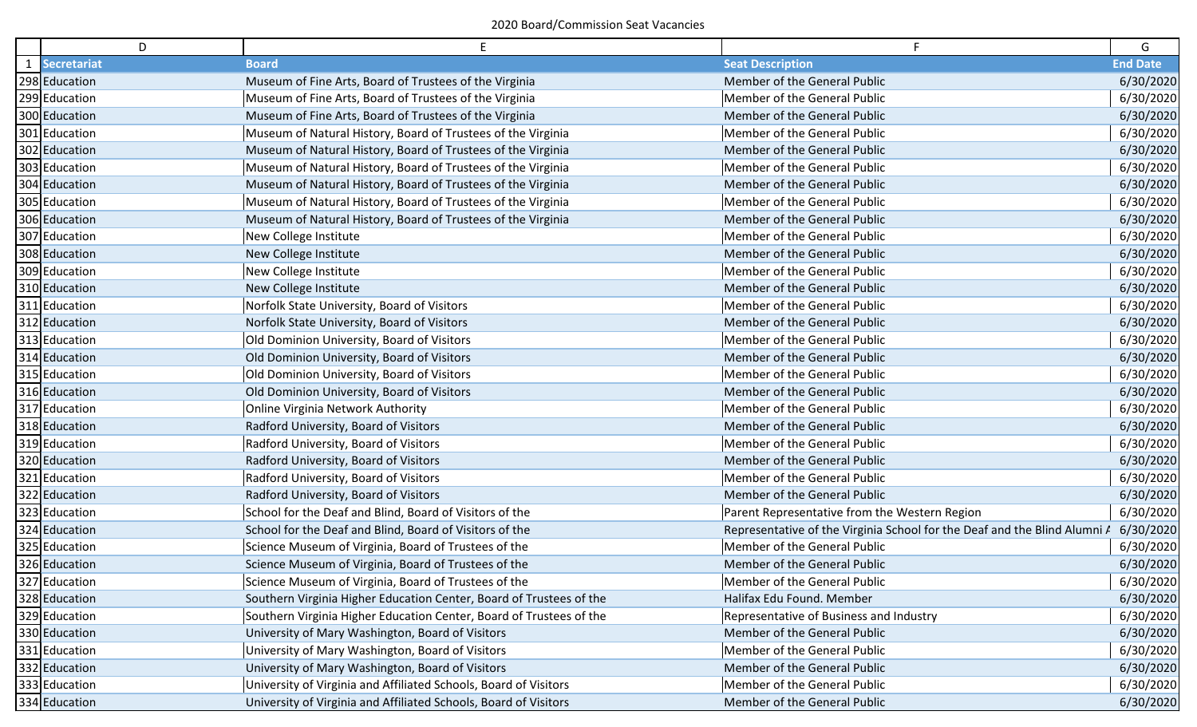2020 Board/Commission Seat Vacancies

| | D | E | F | G |
|---|---|---|---|---|
| 1 | **Secretariat** | **Board** | **Seat Description** | **End Date** |
| 298 | Education | Museum of Fine Arts, Board of Trustees of the Virginia | Member of the General Public | 6/30/2020 |
| 299 | Education | Museum of Fine Arts, Board of Trustees of the Virginia | Member of the General Public | 6/30/2020 |
| 300 | Education | Museum of Fine Arts, Board of Trustees of the Virginia | Member of the General Public | 6/30/2020 |
| 301 | Education | Museum of Natural History, Board of Trustees of the Virginia | Member of the General Public | 6/30/2020 |
| 302 | Education | Museum of Natural History, Board of Trustees of the Virginia | Member of the General Public | 6/30/2020 |
| 303 | Education | Museum of Natural History, Board of Trustees of the Virginia | Member of the General Public | 6/30/2020 |
| 304 | Education | Museum of Natural History, Board of Trustees of the Virginia | Member of the General Public | 6/30/2020 |
| 305 | Education | Museum of Natural History, Board of Trustees of the Virginia | Member of the General Public | 6/30/2020 |
| 306 | Education | Museum of Natural History, Board of Trustees of the Virginia | Member of the General Public | 6/30/2020 |
| 307 | Education | New College Institute | Member of the General Public | 6/30/2020 |
| 308 | Education | New College Institute | Member of the General Public | 6/30/2020 |
| 309 | Education | New College Institute | Member of the General Public | 6/30/2020 |
| 310 | Education | New College Institute | Member of the General Public | 6/30/2020 |
| 311 | Education | Norfolk State University, Board of Visitors | Member of the General Public | 6/30/2020 |
| 312 | Education | Norfolk State University, Board of Visitors | Member of the General Public | 6/30/2020 |
| 313 | Education | Old Dominion University, Board of Visitors | Member of the General Public | 6/30/2020 |
| 314 | Education | Old Dominion University, Board of Visitors | Member of the General Public | 6/30/2020 |
| 315 | Education | Old Dominion University, Board of Visitors | Member of the General Public | 6/30/2020 |
| 316 | Education | Old Dominion University, Board of Visitors | Member of the General Public | 6/30/2020 |
| 317 | Education | Online Virginia Network Authority | Member of the General Public | 6/30/2020 |
| 318 | Education | Radford University, Board of Visitors | Member of the General Public | 6/30/2020 |
| 319 | Education | Radford University, Board of Visitors | Member of the General Public | 6/30/2020 |
| 320 | Education | Radford University, Board of Visitors | Member of the General Public | 6/30/2020 |
| 321 | Education | Radford University, Board of Visitors | Member of the General Public | 6/30/2020 |
| 322 | Education | Radford University, Board of Visitors | Member of the General Public | 6/30/2020 |
| 323 | Education | School for the Deaf and Blind, Board of Visitors of the | Parent Representative from the Western Region | 6/30/2020 |
| 324 | Education | School for the Deaf and Blind, Board of Visitors of the | Representative of the Virginia School for the Deaf and the Blind Alumni A | 6/30/2020 |
| 325 | Education | Science Museum of Virginia, Board of Trustees of the | Member of the General Public | 6/30/2020 |
| 326 | Education | Science Museum of Virginia, Board of Trustees of the | Member of the General Public | 6/30/2020 |
| 327 | Education | Science Museum of Virginia, Board of Trustees of the | Member of the General Public | 6/30/2020 |
| 328 | Education | Southern Virginia Higher Education Center, Board of Trustees of the | Halifax Edu Found. Member | 6/30/2020 |
| 329 | Education | Southern Virginia Higher Education Center, Board of Trustees of the | Representative of Business and Industry | 6/30/2020 |
| 330 | Education | University of Mary Washington, Board of Visitors | Member of the General Public | 6/30/2020 |
| 331 | Education | University of Mary Washington, Board of Visitors | Member of the General Public | 6/30/2020 |
| 332 | Education | University of Mary Washington, Board of Visitors | Member of the General Public | 6/30/2020 |
| 333 | Education | University of Virginia and Affiliated Schools, Board of Visitors | Member of the General Public | 6/30/2020 |
| 334 | Education | University of Virginia and Affiliated Schools, Board of Visitors | Member of the General Public | 6/30/2020 |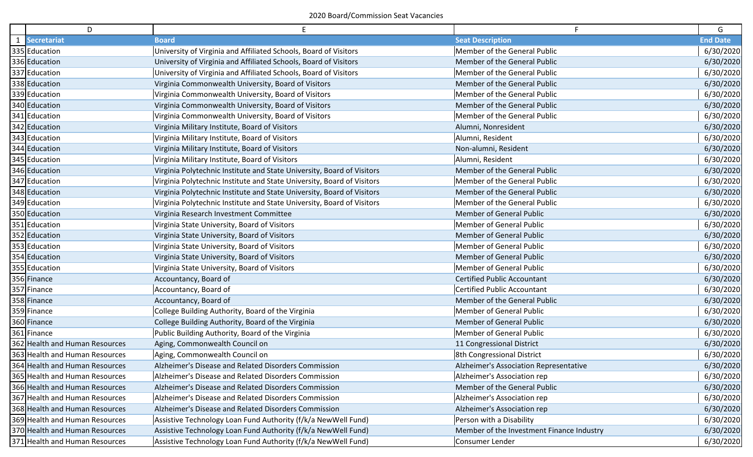2020 Board/Commission Seat Vacancies

| | D | E | F | G |
|---|---|---|---|---|
| 1 | Secretariat | Board | Seat Description | End Date |
| 335 | Education | University of Virginia and Affiliated Schools, Board of Visitors | Member of the General Public | 6/30/2020 |
| 336 | Education | University of Virginia and Affiliated Schools, Board of Visitors | Member of the General Public | 6/30/2020 |
| 337 | Education | University of Virginia and Affiliated Schools, Board of Visitors | Member of the General Public | 6/30/2020 |
| 338 | Education | Virginia Commonwealth University, Board of Visitors | Member of the General Public | 6/30/2020 |
| 339 | Education | Virginia Commonwealth University, Board of Visitors | Member of the General Public | 6/30/2020 |
| 340 | Education | Virginia Commonwealth University, Board of Visitors | Member of the General Public | 6/30/2020 |
| 341 | Education | Virginia Commonwealth University, Board of Visitors | Member of the General Public | 6/30/2020 |
| 342 | Education | Virginia Military Institute, Board of Visitors | Alumni, Nonresident | 6/30/2020 |
| 343 | Education | Virginia Military Institute, Board of Visitors | Alumni, Resident | 6/30/2020 |
| 344 | Education | Virginia Military Institute, Board of Visitors | Non-alumni, Resident | 6/30/2020 |
| 345 | Education | Virginia Military Institute, Board of Visitors | Alumni, Resident | 6/30/2020 |
| 346 | Education | Virginia Polytechnic Institute and State University, Board of Visitors | Member of the General Public | 6/30/2020 |
| 347 | Education | Virginia Polytechnic Institute and State University, Board of Visitors | Member of the General Public | 6/30/2020 |
| 348 | Education | Virginia Polytechnic Institute and State University, Board of Visitors | Member of the General Public | 6/30/2020 |
| 349 | Education | Virginia Polytechnic Institute and State University, Board of Visitors | Member of the General Public | 6/30/2020 |
| 350 | Education | Virginia Research Investment Committee | Member of General Public | 6/30/2020 |
| 351 | Education | Virginia State University, Board of Visitors | Member of General Public | 6/30/2020 |
| 352 | Education | Virginia State University, Board of Visitors | Member of General Public | 6/30/2020 |
| 353 | Education | Virginia State University, Board of Visitors | Member of General Public | 6/30/2020 |
| 354 | Education | Virginia State University, Board of Visitors | Member of General Public | 6/30/2020 |
| 355 | Education | Virginia State University, Board of Visitors | Member of General Public | 6/30/2020 |
| 356 | Finance | Accountancy, Board of | Certified Public Accountant | 6/30/2020 |
| 357 | Finance | Accountancy, Board of | Certified Public Accountant | 6/30/2020 |
| 358 | Finance | Accountancy, Board of | Member of the General Public | 6/30/2020 |
| 359 | Finance | College Building Authority, Board of the Virginia | Member of General Public | 6/30/2020 |
| 360 | Finance | College Building Authority, Board of the Virginia | Member of General Public | 6/30/2020 |
| 361 | Finance | Public Building Authority, Board of the Virginia | Member of General Public | 6/30/2020 |
| 362 | Health and Human Resources | Aging, Commonwealth Council on | 11 Congressional District | 6/30/2020 |
| 363 | Health and Human Resources | Aging, Commonwealth Council on | 8th Congressional District | 6/30/2020 |
| 364 | Health and Human Resources | Alzheimer's Disease and Related Disorders Commission | Alzheimer's Association Representative | 6/30/2020 |
| 365 | Health and Human Resources | Alzheimer's Disease and Related Disorders Commission | Alzheimer's Association rep | 6/30/2020 |
| 366 | Health and Human Resources | Alzheimer's Disease and Related Disorders Commission | Member of the General Public | 6/30/2020 |
| 367 | Health and Human Resources | Alzheimer's Disease and Related Disorders Commission | Alzheimer's Association rep | 6/30/2020 |
| 368 | Health and Human Resources | Alzheimer's Disease and Related Disorders Commission | Alzheimer's Association rep | 6/30/2020 |
| 369 | Health and Human Resources | Assistive Technology Loan Fund Authority (f/k/a NewWell Fund) | Person with a Disability | 6/30/2020 |
| 370 | Health and Human Resources | Assistive Technology Loan Fund Authority (f/k/a NewWell Fund) | Member of the Investment Finance Industry | 6/30/2020 |
| 371 | Health and Human Resources | Assistive Technology Loan Fund Authority (f/k/a NewWell Fund) | Consumer Lender | 6/30/2020 |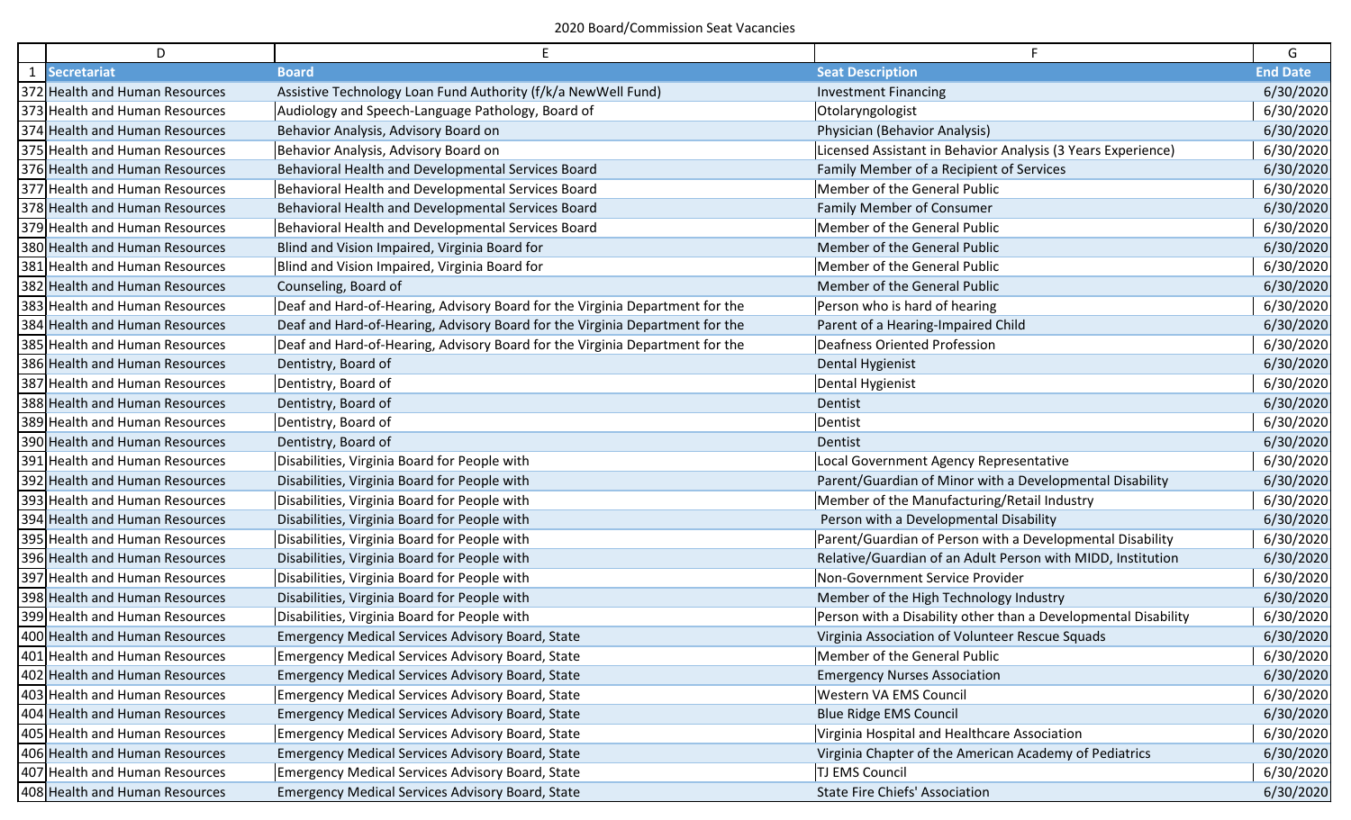2020 Board/Commission Seat Vacancies

| | D | E | F | G |
|---|---|---|---|---|
| 1 | Secretariat | Board | Seat Description | End Date |
| 372 | Health and Human Resources | Assistive Technology Loan Fund Authority (f/k/a NewWell Fund) | Investment Financing | 6/30/2020 |
| 373 | Health and Human Resources | Audiology and Speech-Language Pathology, Board of | Otolaryngologist | 6/30/2020 |
| 374 | Health and Human Resources | Behavior Analysis, Advisory Board on | Physician (Behavior Analysis) | 6/30/2020 |
| 375 | Health and Human Resources | Behavior Analysis, Advisory Board on | Licensed Assistant in Behavior Analysis (3 Years Experience) | 6/30/2020 |
| 376 | Health and Human Resources | Behavioral Health and Developmental Services Board | Family Member of a Recipient of Services | 6/30/2020 |
| 377 | Health and Human Resources | Behavioral Health and Developmental Services Board | Member of the General Public | 6/30/2020 |
| 378 | Health and Human Resources | Behavioral Health and Developmental Services Board | Family Member of Consumer | 6/30/2020 |
| 379 | Health and Human Resources | Behavioral Health and Developmental Services Board | Member of the General Public | 6/30/2020 |
| 380 | Health and Human Resources | Blind and Vision Impaired, Virginia Board for | Member of the General Public | 6/30/2020 |
| 381 | Health and Human Resources | Blind and Vision Impaired, Virginia Board for | Member of the General Public | 6/30/2020 |
| 382 | Health and Human Resources | Counseling, Board of | Member of the General Public | 6/30/2020 |
| 383 | Health and Human Resources | Deaf and Hard-of-Hearing, Advisory Board for the Virginia Department for the | Person who is hard of hearing | 6/30/2020 |
| 384 | Health and Human Resources | Deaf and Hard-of-Hearing, Advisory Board for the Virginia Department for the | Parent of a Hearing-Impaired Child | 6/30/2020 |
| 385 | Health and Human Resources | Deaf and Hard-of-Hearing, Advisory Board for the Virginia Department for the | Deafness Oriented Profession | 6/30/2020 |
| 386 | Health and Human Resources | Dentistry, Board of | Dental Hygienist | 6/30/2020 |
| 387 | Health and Human Resources | Dentistry, Board of | Dental Hygienist | 6/30/2020 |
| 388 | Health and Human Resources | Dentistry, Board of | Dentist | 6/30/2020 |
| 389 | Health and Human Resources | Dentistry, Board of | Dentist | 6/30/2020 |
| 390 | Health and Human Resources | Dentistry, Board of | Dentist | 6/30/2020 |
| 391 | Health and Human Resources | Disabilities, Virginia Board for People with | Local Government Agency Representative | 6/30/2020 |
| 392 | Health and Human Resources | Disabilities, Virginia Board for People with | Parent/Guardian of Minor with a Developmental Disability | 6/30/2020 |
| 393 | Health and Human Resources | Disabilities, Virginia Board for People with | Member of the Manufacturing/Retail Industry | 6/30/2020 |
| 394 | Health and Human Resources | Disabilities, Virginia Board for People with | Person with a Developmental Disability | 6/30/2020 |
| 395 | Health and Human Resources | Disabilities, Virginia Board for People with | Parent/Guardian of Person with a Developmental Disability | 6/30/2020 |
| 396 | Health and Human Resources | Disabilities, Virginia Board for People with | Relative/Guardian of an Adult Person with MIDD, Institution | 6/30/2020 |
| 397 | Health and Human Resources | Disabilities, Virginia Board for People with | Non-Government Service Provider | 6/30/2020 |
| 398 | Health and Human Resources | Disabilities, Virginia Board for People with | Member of the High Technology Industry | 6/30/2020 |
| 399 | Health and Human Resources | Disabilities, Virginia Board for People with | Person with a Disability other than a Developmental Disability | 6/30/2020 |
| 400 | Health and Human Resources | Emergency Medical Services Advisory Board, State | Virginia Association of Volunteer Rescue Squads | 6/30/2020 |
| 401 | Health and Human Resources | Emergency Medical Services Advisory Board, State | Member of the General Public | 6/30/2020 |
| 402 | Health and Human Resources | Emergency Medical Services Advisory Board, State | Emergency Nurses Association | 6/30/2020 |
| 403 | Health and Human Resources | Emergency Medical Services Advisory Board, State | Western VA EMS Council | 6/30/2020 |
| 404 | Health and Human Resources | Emergency Medical Services Advisory Board, State | Blue Ridge EMS Council | 6/30/2020 |
| 405 | Health and Human Resources | Emergency Medical Services Advisory Board, State | Virginia Hospital and Healthcare Association | 6/30/2020 |
| 406 | Health and Human Resources | Emergency Medical Services Advisory Board, State | Virginia Chapter of the American Academy of Pediatrics | 6/30/2020 |
| 407 | Health and Human Resources | Emergency Medical Services Advisory Board, State | TJ EMS Council | 6/30/2020 |
| 408 | Health and Human Resources | Emergency Medical Services Advisory Board, State | State Fire Chiefs' Association | 6/30/2020 |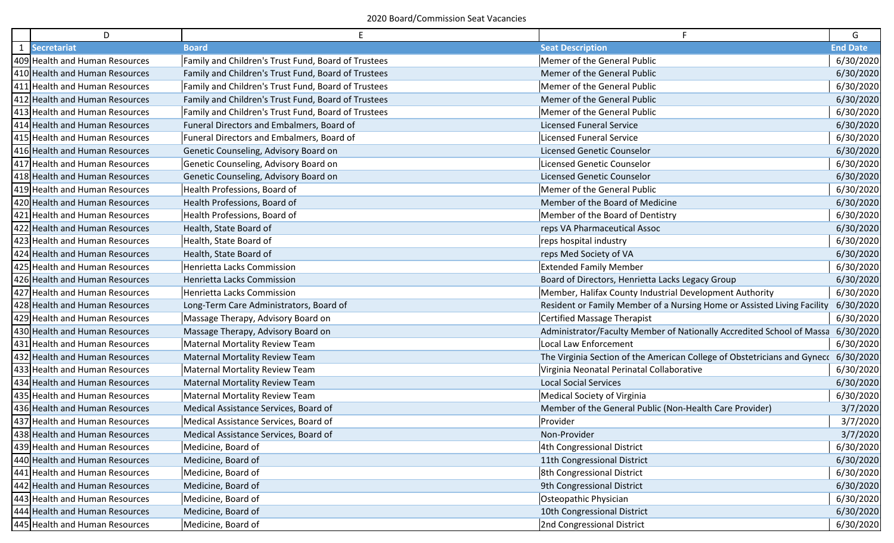2020 Board/Commission Seat Vacancies

| | D | E | F | G |
|---|---|---|---|---|
| 1 | **Secretariat** | **Board** | **Seat Description** | **End Date** |
| 409 | Health and Human Resources | Family and Children's Trust Fund, Board of Trustees | Memer of the General Public | 6/30/2020 |
| 410 | Health and Human Resources | Family and Children's Trust Fund, Board of Trustees | Memer of the General Public | 6/30/2020 |
| 411 | Health and Human Resources | Family and Children's Trust Fund, Board of Trustees | Memer of the General Public | 6/30/2020 |
| 412 | Health and Human Resources | Family and Children's Trust Fund, Board of Trustees | Memer of the General Public | 6/30/2020 |
| 413 | Health and Human Resources | Family and Children's Trust Fund, Board of Trustees | Memer of the General Public | 6/30/2020 |
| 414 | Health and Human Resources | Funeral Directors and Embalmers, Board of | Licensed Funeral Service | 6/30/2020 |
| 415 | Health and Human Resources | Funeral Directors and Embalmers, Board of | Licensed Funeral Service | 6/30/2020 |
| 416 | Health and Human Resources | Genetic Counseling, Advisory Board on | Licensed Genetic Counselor | 6/30/2020 |
| 417 | Health and Human Resources | Genetic Counseling, Advisory Board on | Licensed Genetic Counselor | 6/30/2020 |
| 418 | Health and Human Resources | Genetic Counseling, Advisory Board on | Licensed Genetic Counselor | 6/30/2020 |
| 419 | Health and Human Resources | Health Professions, Board of | Memer of the General Public | 6/30/2020 |
| 420 | Health and Human Resources | Health Professions, Board of | Member of the Board of Medicine | 6/30/2020 |
| 421 | Health and Human Resources | Health Professions, Board of | Member of the Board of Dentistry | 6/30/2020 |
| 422 | Health and Human Resources | Health, State Board of | reps VA Pharmaceutical Assoc | 6/30/2020 |
| 423 | Health and Human Resources | Health, State Board of | reps hospital industry | 6/30/2020 |
| 424 | Health and Human Resources | Health, State Board of | reps Med Society of VA | 6/30/2020 |
| 425 | Health and Human Resources | Henrietta Lacks Commission | Extended Family Member | 6/30/2020 |
| 426 | Health and Human Resources | Henrietta Lacks Commission | Board of Directors, Henrietta Lacks Legacy Group | 6/30/2020 |
| 427 | Health and Human Resources | Henrietta Lacks Commission | Member, Halifax County Industrial Development Authority | 6/30/2020 |
| 428 | Health and Human Resources | Long-Term Care Administrators, Board of | Resident or Family Member of a Nursing Home or Assisted Living Facility | 6/30/2020 |
| 429 | Health and Human Resources | Massage Therapy, Advisory Board on | Certified Massage Therapist | 6/30/2020 |
| 430 | Health and Human Resources | Massage Therapy, Advisory Board on | Administrator/Faculty Member of Nationally Accredited School of Massa | 6/30/2020 |
| 431 | Health and Human Resources | Maternal Mortality Review Team | Local Law Enforcement | 6/30/2020 |
| 432 | Health and Human Resources | Maternal Mortality Review Team | The Virginia Section of the American College of Obstetricians and Gynecc | 6/30/2020 |
| 433 | Health and Human Resources | Maternal Mortality Review Team | Virginia Neonatal Perinatal Collaborative | 6/30/2020 |
| 434 | Health and Human Resources | Maternal Mortality Review Team | Local Social Services | 6/30/2020 |
| 435 | Health and Human Resources | Maternal Mortality Review Team | Medical Society of Virginia | 6/30/2020 |
| 436 | Health and Human Resources | Medical Assistance Services, Board of | Member of the General Public (Non-Health Care Provider) | 3/7/2020 |
| 437 | Health and Human Resources | Medical Assistance Services, Board of | Provider | 3/7/2020 |
| 438 | Health and Human Resources | Medical Assistance Services, Board of | Non-Provider | 3/7/2020 |
| 439 | Health and Human Resources | Medicine, Board of | 4th Congressional District | 6/30/2020 |
| 440 | Health and Human Resources | Medicine, Board of | 11th Congressional District | 6/30/2020 |
| 441 | Health and Human Resources | Medicine, Board of | 8th Congressional District | 6/30/2020 |
| 442 | Health and Human Resources | Medicine, Board of | 9th Congressional District | 6/30/2020 |
| 443 | Health and Human Resources | Medicine, Board of | Osteopathic Physician | 6/30/2020 |
| 444 | Health and Human Resources | Medicine, Board of | 10th Congressional District | 6/30/2020 |
| 445 | Health and Human Resources | Medicine, Board of | 2nd Congressional District | 6/30/2020 |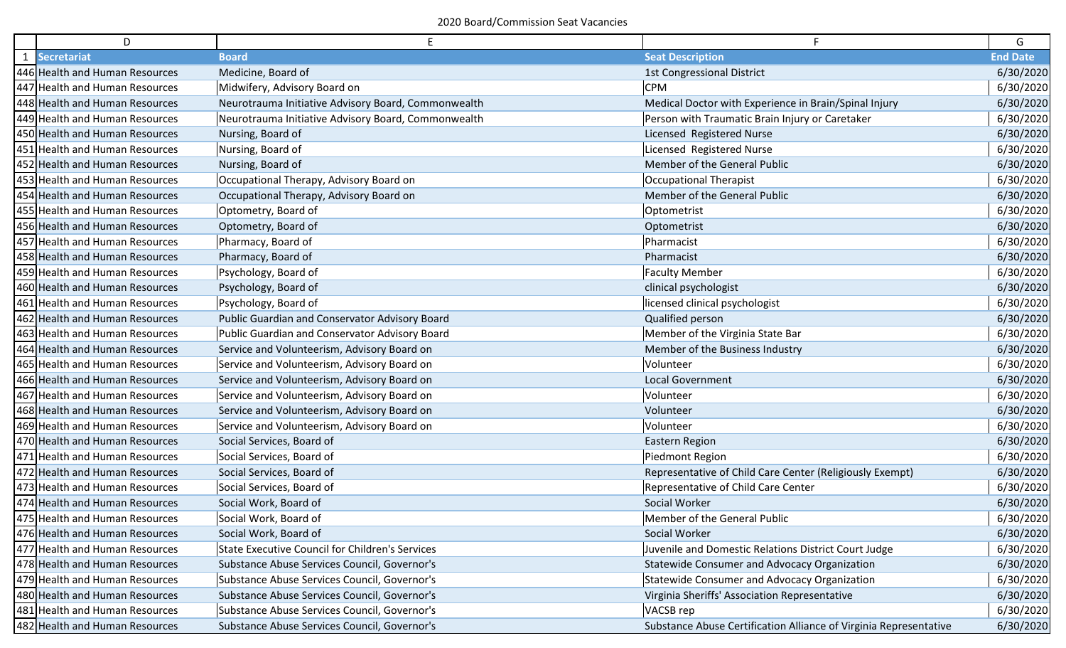2020 Board/Commission Seat Vacancies

| | D | E | F | G |
|---|---|---|---|---|
| 1 | Secretariat | Board | Seat Description | End Date |
| 446 | Health and Human Resources | Medicine, Board of | 1st Congressional District | 6/30/2020 |
| 447 | Health and Human Resources | Midwifery, Advisory Board on | CPM | 6/30/2020 |
| 448 | Health and Human Resources | Neurotrauma Initiative Advisory Board, Commonwealth | Medical Doctor with Experience in Brain/Spinal Injury | 6/30/2020 |
| 449 | Health and Human Resources | Neurotrauma Initiative Advisory Board, Commonwealth | Person with Traumatic Brain Injury or Caretaker | 6/30/2020 |
| 450 | Health and Human Resources | Nursing, Board of | Licensed  Registered Nurse | 6/30/2020 |
| 451 | Health and Human Resources | Nursing, Board of | Licensed  Registered Nurse | 6/30/2020 |
| 452 | Health and Human Resources | Nursing, Board of | Member of the General Public | 6/30/2020 |
| 453 | Health and Human Resources | Occupational Therapy, Advisory Board on | Occupational Therapist | 6/30/2020 |
| 454 | Health and Human Resources | Occupational Therapy, Advisory Board on | Member of the General Public | 6/30/2020 |
| 455 | Health and Human Resources | Optometry, Board of | Optometrist | 6/30/2020 |
| 456 | Health and Human Resources | Optometry, Board of | Optometrist | 6/30/2020 |
| 457 | Health and Human Resources | Pharmacy, Board of | Pharmacist | 6/30/2020 |
| 458 | Health and Human Resources | Pharmacy, Board of | Pharmacist | 6/30/2020 |
| 459 | Health and Human Resources | Psychology, Board of | Faculty Member | 6/30/2020 |
| 460 | Health and Human Resources | Psychology, Board of | clinical psychologist | 6/30/2020 |
| 461 | Health and Human Resources | Psychology, Board of | licensed clinical psychologist | 6/30/2020 |
| 462 | Health and Human Resources | Public Guardian and Conservator Advisory Board | Qualified person | 6/30/2020 |
| 463 | Health and Human Resources | Public Guardian and Conservator Advisory Board | Member of the Virginia State Bar | 6/30/2020 |
| 464 | Health and Human Resources | Service and Volunteerism, Advisory Board on | Member of the Business Industry | 6/30/2020 |
| 465 | Health and Human Resources | Service and Volunteerism, Advisory Board on | Volunteer | 6/30/2020 |
| 466 | Health and Human Resources | Service and Volunteerism, Advisory Board on | Local Government | 6/30/2020 |
| 467 | Health and Human Resources | Service and Volunteerism, Advisory Board on | Volunteer | 6/30/2020 |
| 468 | Health and Human Resources | Service and Volunteerism, Advisory Board on | Volunteer | 6/30/2020 |
| 469 | Health and Human Resources | Service and Volunteerism, Advisory Board on | Volunteer | 6/30/2020 |
| 470 | Health and Human Resources | Social Services, Board of | Eastern Region | 6/30/2020 |
| 471 | Health and Human Resources | Social Services, Board of | Piedmont Region | 6/30/2020 |
| 472 | Health and Human Resources | Social Services, Board of | Representative of Child Care Center (Religiously Exempt) | 6/30/2020 |
| 473 | Health and Human Resources | Social Services, Board of | Representative of Child Care Center | 6/30/2020 |
| 474 | Health and Human Resources | Social Work, Board of | Social Worker | 6/30/2020 |
| 475 | Health and Human Resources | Social Work, Board of | Member of the General Public | 6/30/2020 |
| 476 | Health and Human Resources | Social Work, Board of | Social Worker | 6/30/2020 |
| 477 | Health and Human Resources | State Executive Council for Children's Services | Juvenile and Domestic Relations District Court Judge | 6/30/2020 |
| 478 | Health and Human Resources | Substance Abuse Services Council, Governor's | Statewide Consumer and Advocacy Organization | 6/30/2020 |
| 479 | Health and Human Resources | Substance Abuse Services Council, Governor's | Statewide Consumer and Advocacy Organization | 6/30/2020 |
| 480 | Health and Human Resources | Substance Abuse Services Council, Governor's | Virginia Sheriffs' Association Representative | 6/30/2020 |
| 481 | Health and Human Resources | Substance Abuse Services Council, Governor's | VACSB rep | 6/30/2020 |
| 482 | Health and Human Resources | Substance Abuse Services Council, Governor's | Substance Abuse Certification Alliance of Virginia Representative | 6/30/2020 |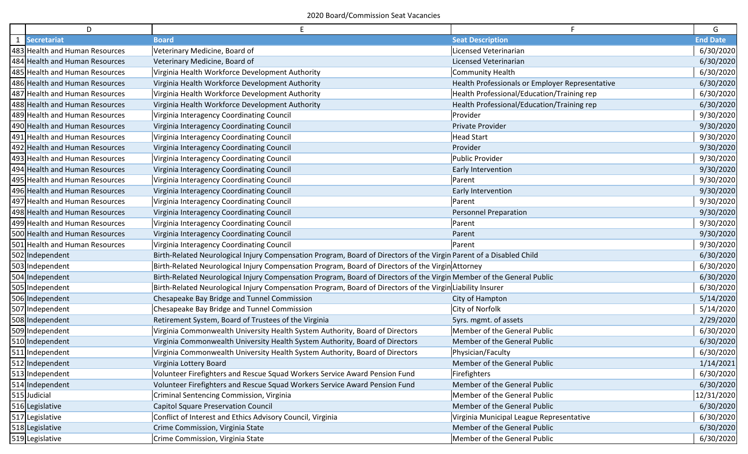2020 Board/Commission Seat Vacancies

| | D | E | F | G |
|---|---|---|---|---|
| 1 | **Secretariat** | **Board** | **Seat Description** | **End Date** |
| 483 | Health and Human Resources | Veterinary Medicine, Board of | Licensed Veterinarian | 6/30/2020 |
| 484 | Health and Human Resources | Veterinary Medicine, Board of | Licensed Veterinarian | 6/30/2020 |
| 485 | Health and Human Resources | Virginia Health Workforce Development Authority | Community Health | 6/30/2020 |
| 486 | Health and Human Resources | Virginia Health Workforce Development Authority | Health Professionals or Employer Representative | 6/30/2020 |
| 487 | Health and Human Resources | Virginia Health Workforce Development Authority | Health Professional/Education/Training rep | 6/30/2020 |
| 488 | Health and Human Resources | Virginia Health Workforce Development Authority | Health Professional/Education/Training rep | 6/30/2020 |
| 489 | Health and Human Resources | Virginia Interagency Coordinating Council | Provider | 9/30/2020 |
| 490 | Health and Human Resources | Virginia Interagency Coordinating Council | Private Provider | 9/30/2020 |
| 491 | Health and Human Resources | Virginia Interagency Coordinating Council | Head Start | 9/30/2020 |
| 492 | Health and Human Resources | Virginia Interagency Coordinating Council | Provider | 9/30/2020 |
| 493 | Health and Human Resources | Virginia Interagency Coordinating Council | Public Provider | 9/30/2020 |
| 494 | Health and Human Resources | Virginia Interagency Coordinating Council | Early Intervention | 9/30/2020 |
| 495 | Health and Human Resources | Virginia Interagency Coordinating Council | Parent | 9/30/2020 |
| 496 | Health and Human Resources | Virginia Interagency Coordinating Council | Early Intervention | 9/30/2020 |
| 497 | Health and Human Resources | Virginia Interagency Coordinating Council | Parent | 9/30/2020 |
| 498 | Health and Human Resources | Virginia Interagency Coordinating Council | Personnel Preparation | 9/30/2020 |
| 499 | Health and Human Resources | Virginia Interagency Coordinating Council | Parent | 9/30/2020 |
| 500 | Health and Human Resources | Virginia Interagency Coordinating Council | Parent | 9/30/2020 |
| 501 | Health and Human Resources | Virginia Interagency Coordinating Council | Parent | 9/30/2020 |
| 502 | Independent | Birth-Related Neurological Injury Compensation Program, Board of Directors of the Virgin | Parent of a Disabled Child | 6/30/2020 |
| 503 | Independent | Birth-Related Neurological Injury Compensation Program, Board of Directors of the Virgin | Attorney | 6/30/2020 |
| 504 | Independent | Birth-Related Neurological Injury Compensation Program, Board of Directors of the Virgin | Member of the General Public | 6/30/2020 |
| 505 | Independent | Birth-Related Neurological Injury Compensation Program, Board of Directors of the Virgin | Liability Insurer | 6/30/2020 |
| 506 | Independent | Chesapeake Bay Bridge and Tunnel Commission | City of Hampton | 5/14/2020 |
| 507 | Independent | Chesapeake Bay Bridge and Tunnel Commission | City of Norfolk | 5/14/2020 |
| 508 | Independent | Retirement System, Board of Trustees of the Virginia | 5yrs. mgmt. of assets | 2/29/2020 |
| 509 | Independent | Virginia Commonwealth University Health System Authority, Board of Directors | Member of the General Public | 6/30/2020 |
| 510 | Independent | Virginia Commonwealth University Health System Authority, Board of Directors | Member of the General Public | 6/30/2020 |
| 511 | Independent | Virginia Commonwealth University Health System Authority, Board of Directors | Physician/Faculty | 6/30/2020 |
| 512 | Independent | Virginia Lottery Board | Member of the General Public | 1/14/2021 |
| 513 | Independent | Volunteer Firefighters and Rescue Squad Workers Service Award Pension Fund | Firefighters | 6/30/2020 |
| 514 | Independent | Volunteer Firefighters and Rescue Squad Workers Service Award Pension Fund | Member of the General Public | 6/30/2020 |
| 515 | Judicial | Criminal Sentencing Commission, Virginia | Member of the General Public | 12/31/2020 |
| 516 | Legislative | Capitol Square Preservation Council | Member of the General Public | 6/30/2020 |
| 517 | Legislative | Conflict of Interest and Ethics Advisory Council, Virginia | Virginia Municipal League Representative | 6/30/2020 |
| 518 | Legislative | Crime Commission, Virginia State | Member of the General Public | 6/30/2020 |
| 519 | Legislative | Crime Commission, Virginia State | Member of the General Public | 6/30/2020 |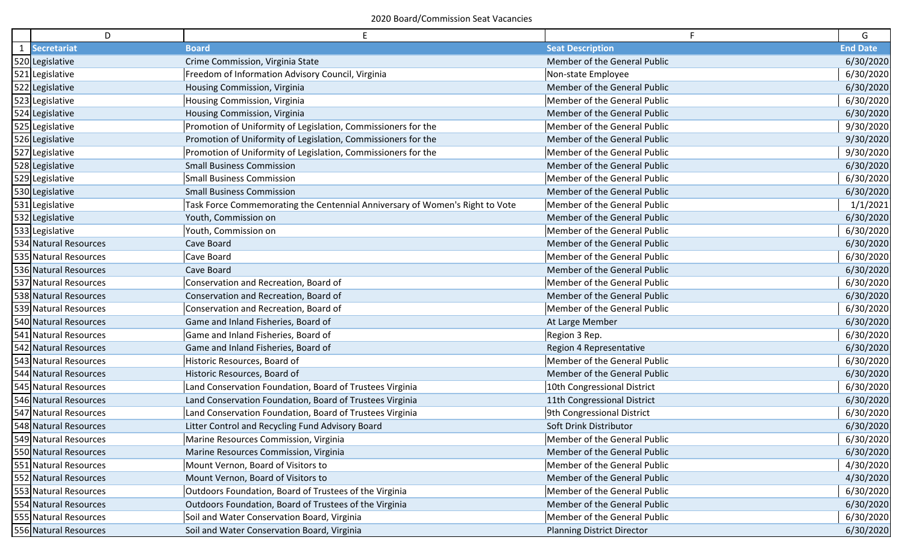2020 Board/Commission Seat Vacancies

| | D | E | F | G |
|---|---|---|---|---|
| 1 | Secretariat | Board | Seat Description | End Date |
| 520 | Legislative | Crime Commission, Virginia State | Member of the General Public | 6/30/2020 |
| 521 | Legislative | Freedom of Information Advisory Council, Virginia | Non-state Employee | 6/30/2020 |
| 522 | Legislative | Housing Commission, Virginia | Member of the General Public | 6/30/2020 |
| 523 | Legislative | Housing Commission, Virginia | Member of the General Public | 6/30/2020 |
| 524 | Legislative | Housing Commission, Virginia | Member of the General Public | 6/30/2020 |
| 525 | Legislative | Promotion of Uniformity of Legislation, Commissioners for the | Member of the General Public | 9/30/2020 |
| 526 | Legislative | Promotion of Uniformity of Legislation, Commissioners for the | Member of the General Public | 9/30/2020 |
| 527 | Legislative | Promotion of Uniformity of Legislation, Commissioners for the | Member of the General Public | 9/30/2020 |
| 528 | Legislative | Small Business Commission | Member of the General Public | 6/30/2020 |
| 529 | Legislative | Small Business Commission | Member of the General Public | 6/30/2020 |
| 530 | Legislative | Small Business Commission | Member of the General Public | 6/30/2020 |
| 531 | Legislative | Task Force Commemorating the Centennial Anniversary of Women's Right to Vote | Member of the General Public | 1/1/2021 |
| 532 | Legislative | Youth, Commission on | Member of the General Public | 6/30/2020 |
| 533 | Legislative | Youth, Commission on | Member of the General Public | 6/30/2020 |
| 534 | Natural Resources | Cave Board | Member of the General Public | 6/30/2020 |
| 535 | Natural Resources | Cave Board | Member of the General Public | 6/30/2020 |
| 536 | Natural Resources | Cave Board | Member of the General Public | 6/30/2020 |
| 537 | Natural Resources | Conservation and Recreation, Board of | Member of the General Public | 6/30/2020 |
| 538 | Natural Resources | Conservation and Recreation, Board of | Member of the General Public | 6/30/2020 |
| 539 | Natural Resources | Conservation and Recreation, Board of | Member of the General Public | 6/30/2020 |
| 540 | Natural Resources | Game and Inland Fisheries, Board of | At Large Member | 6/30/2020 |
| 541 | Natural Resources | Game and Inland Fisheries, Board of | Region 3 Rep. | 6/30/2020 |
| 542 | Natural Resources | Game and Inland Fisheries, Board of | Region 4 Representative | 6/30/2020 |
| 543 | Natural Resources | Historic Resources, Board of | Member of the General Public | 6/30/2020 |
| 544 | Natural Resources | Historic Resources, Board of | Member of the General Public | 6/30/2020 |
| 545 | Natural Resources | Land Conservation Foundation, Board of Trustees Virginia | 10th Congressional District | 6/30/2020 |
| 546 | Natural Resources | Land Conservation Foundation, Board of Trustees Virginia | 11th Congressional District | 6/30/2020 |
| 547 | Natural Resources | Land Conservation Foundation, Board of Trustees Virginia | 9th Congressional District | 6/30/2020 |
| 548 | Natural Resources | Litter Control and Recycling Fund Advisory Board | Soft Drink Distributor | 6/30/2020 |
| 549 | Natural Resources | Marine Resources Commission, Virginia | Member of the General Public | 6/30/2020 |
| 550 | Natural Resources | Marine Resources Commission, Virginia | Member of the General Public | 6/30/2020 |
| 551 | Natural Resources | Mount Vernon, Board of Visitors to | Member of the General Public | 4/30/2020 |
| 552 | Natural Resources | Mount Vernon, Board of Visitors to | Member of the General Public | 4/30/2020 |
| 553 | Natural Resources | Outdoors Foundation, Board of Trustees of the Virginia | Member of the General Public | 6/30/2020 |
| 554 | Natural Resources | Outdoors Foundation, Board of Trustees of the Virginia | Member of the General Public | 6/30/2020 |
| 555 | Natural Resources | Soil and Water Conservation Board, Virginia | Member of the General Public | 6/30/2020 |
| 556 | Natural Resources | Soil and Water Conservation Board, Virginia | Planning District Director | 6/30/2020 |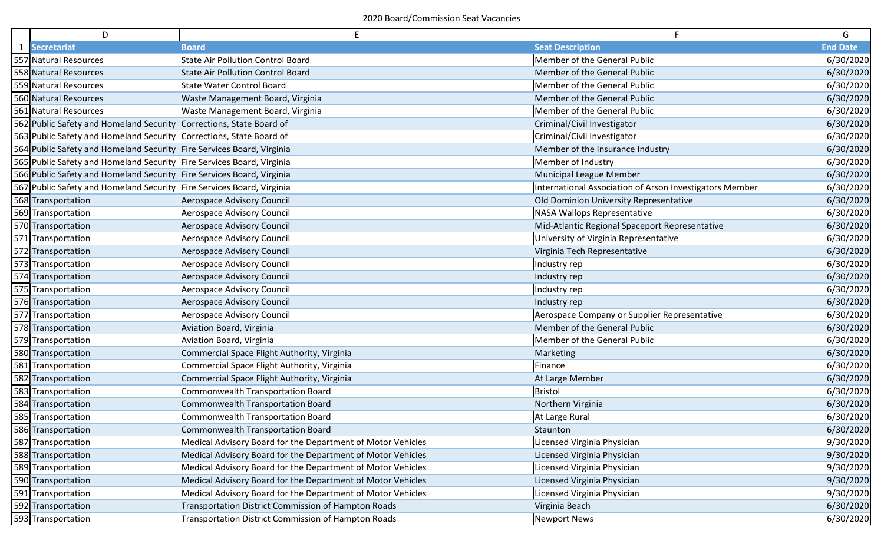2020 Board/Commission Seat Vacancies

| | D | E | F | G |
|---|---|---|---|---|
| 1 | Secretariat | Board | Seat Description | End Date |
| 557 | Natural Resources | State Air Pollution Control Board | Member of the General Public | 6/30/2020 |
| 558 | Natural Resources | State Air Pollution Control Board | Member of the General Public | 6/30/2020 |
| 559 | Natural Resources | State Water Control Board | Member of the General Public | 6/30/2020 |
| 560 | Natural Resources | Waste Management Board, Virginia | Member of the General Public | 6/30/2020 |
| 561 | Natural Resources | Waste Management Board, Virginia | Member of the General Public | 6/30/2020 |
| 562 | Public Safety and Homeland Security | Corrections, State Board of | Criminal/Civil Investigator | 6/30/2020 |
| 563 | Public Safety and Homeland Security | Corrections, State Board of | Criminal/Civil Investigator | 6/30/2020 |
| 564 | Public Safety and Homeland Security | Fire Services Board, Virginia | Member of the Insurance Industry | 6/30/2020 |
| 565 | Public Safety and Homeland Security | Fire Services Board, Virginia | Member of Industry | 6/30/2020 |
| 566 | Public Safety and Homeland Security | Fire Services Board, Virginia | Municipal League Member | 6/30/2020 |
| 567 | Public Safety and Homeland Security | Fire Services Board, Virginia | International Association of Arson Investigators Member | 6/30/2020 |
| 568 | Transportation | Aerospace Advisory Council | Old Dominion University Representative | 6/30/2020 |
| 569 | Transportation | Aerospace Advisory Council | NASA Wallops Representative | 6/30/2020 |
| 570 | Transportation | Aerospace Advisory Council | Mid-Atlantic Regional Spaceport Representative | 6/30/2020 |
| 571 | Transportation | Aerospace Advisory Council | University of Virginia Representative | 6/30/2020 |
| 572 | Transportation | Aerospace Advisory Council | Virginia Tech Representative | 6/30/2020 |
| 573 | Transportation | Aerospace Advisory Council | Industry rep | 6/30/2020 |
| 574 | Transportation | Aerospace Advisory Council | Industry rep | 6/30/2020 |
| 575 | Transportation | Aerospace Advisory Council | Industry rep | 6/30/2020 |
| 576 | Transportation | Aerospace Advisory Council | Industry rep | 6/30/2020 |
| 577 | Transportation | Aerospace Advisory Council | Aerospace Company or Supplier Representative | 6/30/2020 |
| 578 | Transportation | Aviation Board, Virginia | Member of the General Public | 6/30/2020 |
| 579 | Transportation | Aviation Board, Virginia | Member of the General Public | 6/30/2020 |
| 580 | Transportation | Commercial Space Flight Authority, Virginia | Marketing | 6/30/2020 |
| 581 | Transportation | Commercial Space Flight Authority, Virginia | Finance | 6/30/2020 |
| 582 | Transportation | Commercial Space Flight Authority, Virginia | At Large Member | 6/30/2020 |
| 583 | Transportation | Commonwealth Transportation Board | Bristol | 6/30/2020 |
| 584 | Transportation | Commonwealth Transportation Board | Northern Virginia | 6/30/2020 |
| 585 | Transportation | Commonwealth Transportation Board | At Large Rural | 6/30/2020 |
| 586 | Transportation | Commonwealth Transportation Board | Staunton | 6/30/2020 |
| 587 | Transportation | Medical Advisory Board for the Department of Motor Vehicles | Licensed Virginia Physician | 9/30/2020 |
| 588 | Transportation | Medical Advisory Board for the Department of Motor Vehicles | Licensed Virginia Physician | 9/30/2020 |
| 589 | Transportation | Medical Advisory Board for the Department of Motor Vehicles | Licensed Virginia Physician | 9/30/2020 |
| 590 | Transportation | Medical Advisory Board for the Department of Motor Vehicles | Licensed Virginia Physician | 9/30/2020 |
| 591 | Transportation | Medical Advisory Board for the Department of Motor Vehicles | Licensed Virginia Physician | 9/30/2020 |
| 592 | Transportation | Transportation District Commission of Hampton Roads | Virginia Beach | 6/30/2020 |
| 593 | Transportation | Transportation District Commission of Hampton Roads | Newport News | 6/30/2020 |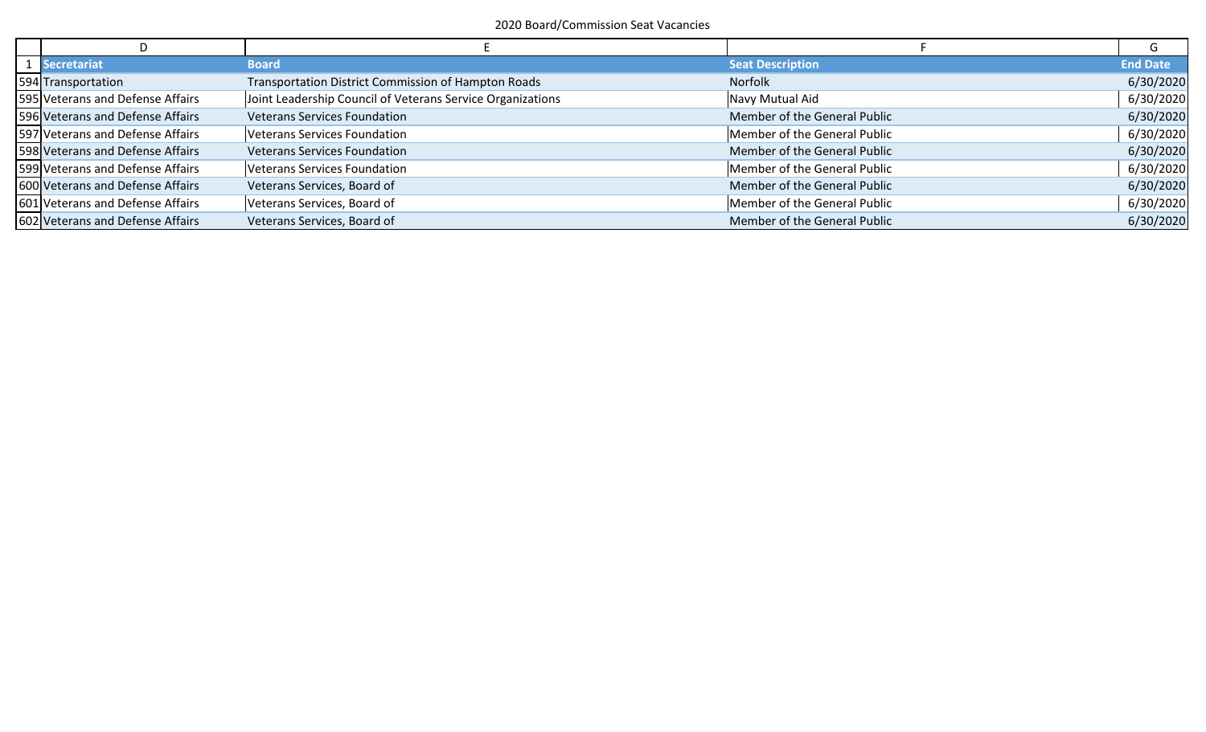| | D | E | F | G |
|---|---|---|---|---|
| 1 | Secretariat | Board | Seat Description | End Date |
| 594 | Transportation | Transportation District Commission of Hampton Roads | Norfolk | 6/30/2020 |
| 595 | Veterans and Defense Affairs | Joint Leadership Council of Veterans Service Organizations | Navy Mutual Aid | 6/30/2020 |
| 596 | Veterans and Defense Affairs | Veterans Services Foundation | Member of the General Public | 6/30/2020 |
| 597 | Veterans and Defense Affairs | Veterans Services Foundation | Member of the General Public | 6/30/2020 |
| 598 | Veterans and Defense Affairs | Veterans Services Foundation | Member of the General Public | 6/30/2020 |
| 599 | Veterans and Defense Affairs | Veterans Services Foundation | Member of the General Public | 6/30/2020 |
| 600 | Veterans and Defense Affairs | Veterans Services, Board of | Member of the General Public | 6/30/2020 |
| 601 | Veterans and Defense Affairs | Veterans Services, Board of | Member of the General Public | 6/30/2020 |
| 602 | Veterans and Defense Affairs | Veterans Services, Board of | Member of the General Public | 6/30/2020 |